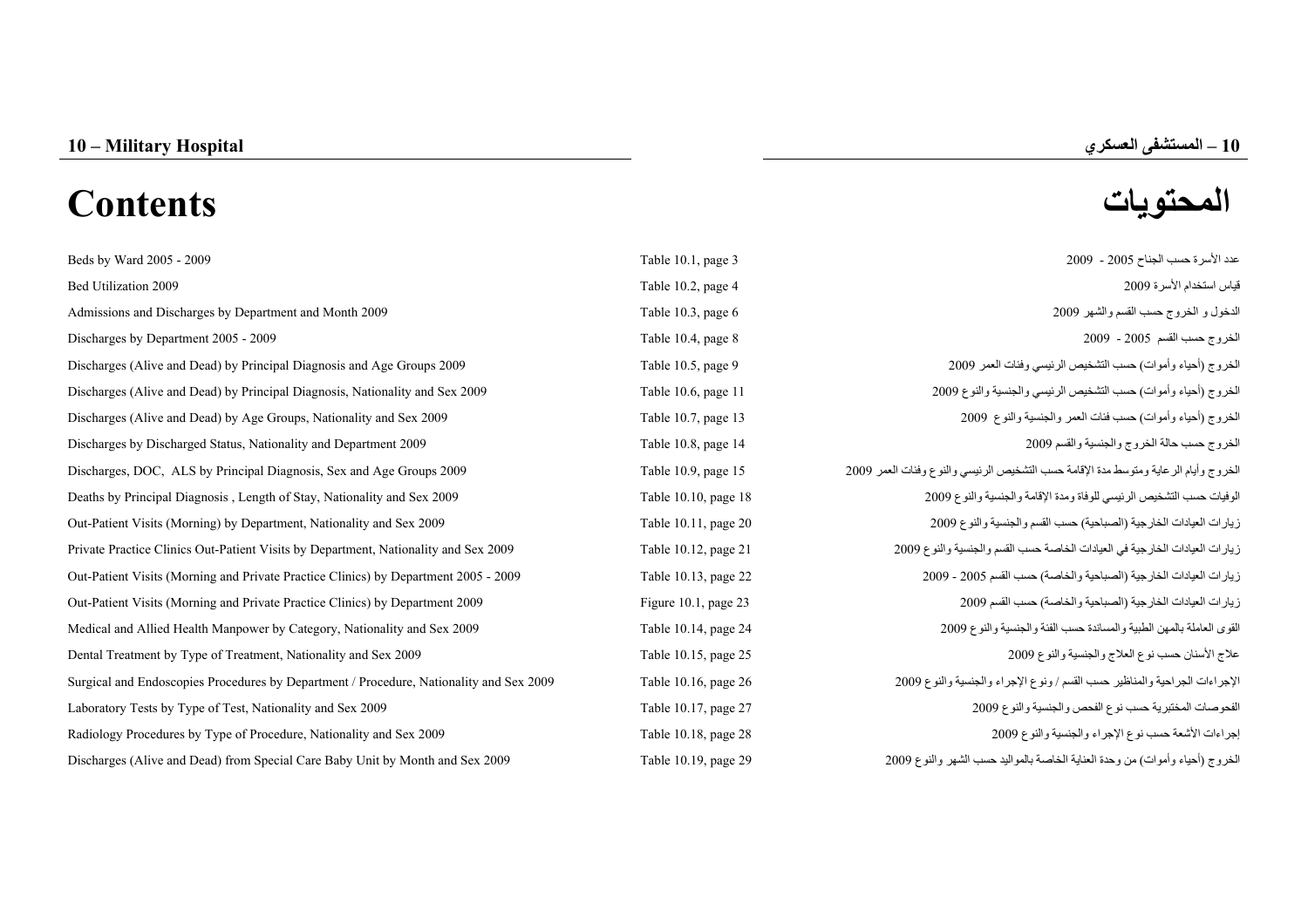# 10 – Military Hospital

# 10 – المستشفى العسكري

# Contents

# المحتويات

| English | Reference | Arabic |
|---|---|---|
| Beds by Ward 2005 - 2009 | Table 10.1, page 3 | عدد الأسرة حسب الجناح 2005 - 2009 |
| Bed Utilization 2009 | Table 10.2, page 4 | قياس استخدام الأسرة 2009 |
| Admissions and Discharges by Department and Month 2009 | Table 10.3, page 6 | الدخول و الخروج حسب القسم والشهر 2009 |
| Discharges by Department 2005 - 2009 | Table 10.4, page 8 | الخروج حسب القسم 2005 - 2009 |
| Discharges (Alive and Dead) by Principal Diagnosis and Age Groups 2009 | Table 10.5, page 9 | الخروج (أحياء وأموات) حسب التشخيص الرئيسي وفئات العمر 2009 |
| Discharges (Alive and Dead) by Principal Diagnosis, Nationality and Sex 2009 | Table 10.6, page 11 | الخروج (أحياء وأموات) حسب التشخيص الرئيسي والجنسية والنوع 2009 |
| Discharges (Alive and Dead) by Age Groups, Nationality and Sex 2009 | Table 10.7, page 13 | الخروج (أحياء وأموات) حسب فئات العمر والجنسية والنوع 2009 |
| Discharges by Discharged Status, Nationality and Department 2009 | Table 10.8, page 14 | الخروج حسب حالة الخروج والجنسية والقسم 2009 |
| Discharges, DOC, ALS by Principal Diagnosis, Sex and Age Groups 2009 | Table 10.9, page 15 | الخروج وأيام الرعاية ومتوسط مدة الإقامة حسب التشخيص الرئيسي والنوع وفئات العمر 2009 |
| Deaths by Principal Diagnosis , Length of Stay, Nationality and Sex 2009 | Table 10.10, page 18 | الوفيات حسب التشخيص الرئيسي للوفاة ومدة الإقامة والجنسية والنوع 2009 |
| Out-Patient Visits (Morning) by Department, Nationality and Sex 2009 | Table 10.11, page 20 | زيارات العيادات الخارجية (الصباحية) حسب القسم والجنسية والنوع 2009 |
| Private Practice Clinics Out-Patient Visits by Department, Nationality and Sex 2009 | Table 10.12, page 21 | زيارات العيادات الخارجية في العيادات الخاصة حسب القسم والجنسية والنوع 2009 |
| Out-Patient Visits (Morning and Private Practice Clinics) by Department 2005 - 2009 | Table 10.13, page 22 | زيارات العيادات الخارجية (الصباحية والخاصة) حسب القسم 2005 - 2009 |
| Out-Patient Visits (Morning and Private Practice Clinics) by Department 2009 | Figure 10.1, page 23 | زيارات العيادات الخارجية (الصباحية والخاصة) حسب القسم 2009 |
| Medical and Allied Health Manpower by Category, Nationality and Sex 2009 | Table 10.14, page 24 | القوى العاملة بالمهن الطبية والمساندة حسب الفئة والجنسية والنوع 2009 |
| Dental Treatment by Type of Treatment, Nationality and Sex 2009 | Table 10.15, page 25 | علاج الأسنان حسب نوع العلاج والجنسية والنوع 2009 |
| Surgical and Endoscopies Procedures by Department / Procedure, Nationality and Sex 2009 | Table 10.16, page 26 | الإجراءات الجراحية والمناظير حسب القسم / ونوع الإجراء والجنسية والنوع 2009 |
| Laboratory Tests by Type of Test, Nationality and Sex 2009 | Table 10.17, page 27 | الفحوصات المختبرية حسب نوع الفحص والجنسية والنوع 2009 |
| Radiology Procedures by Type of Procedure, Nationality and Sex 2009 | Table 10.18, page 28 | إجراءات الأشعة حسب نوع الإجراء والجنسية والنوع 2009 |
| Discharges (Alive and Dead) from Special Care Baby Unit by Month and Sex 2009 | Table 10.19, page 29 | الخروج (أحياء وأموات) من وحدة العناية الخاصة بالمواليد حسب الشهر والنوع 2009 |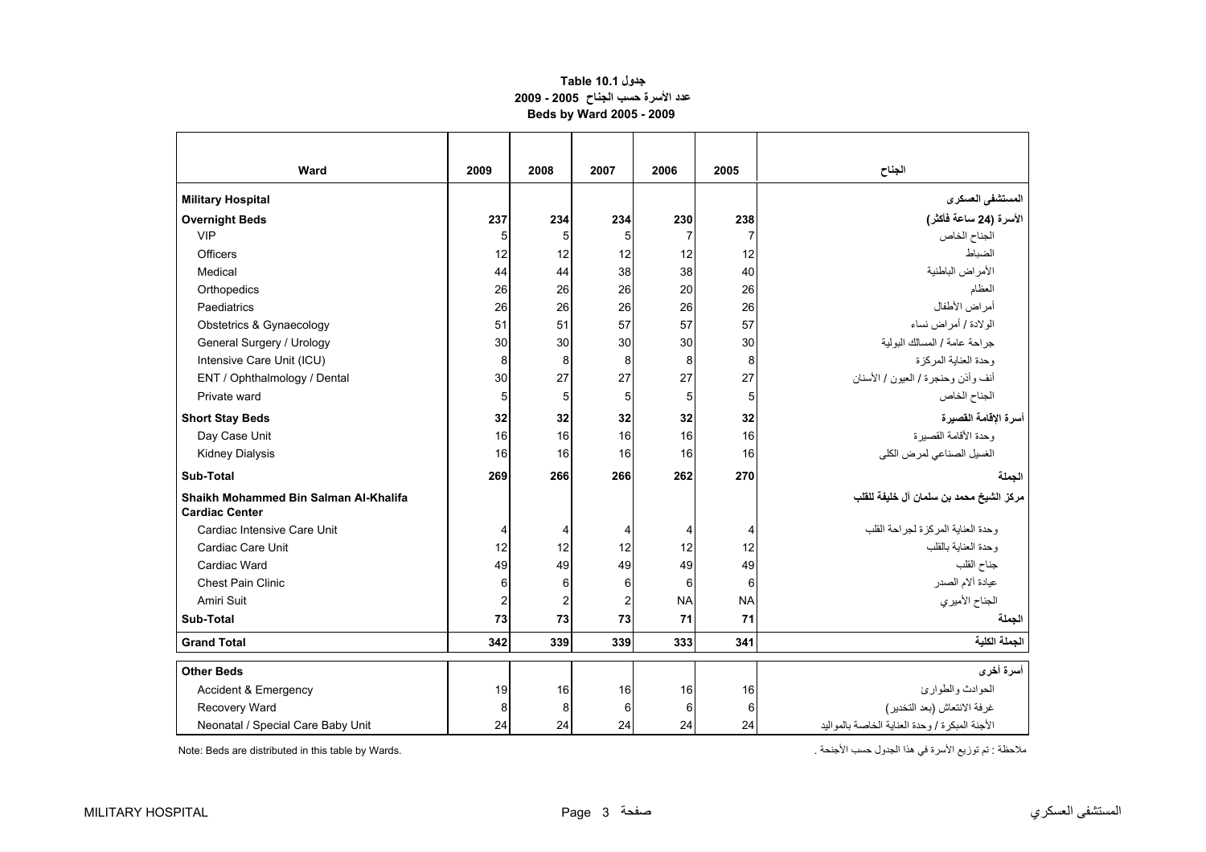# جدول Table 10.1
## عدد الأسرة حسب الجناح 2005 - 2009
## Beds by Ward 2005 - 2009

| Ward | 2009 | 2008 | 2007 | 2006 | 2005 | الجناح |
|---|---|---|---|---|---|---|
| **Military Hospital** | | | | | | **المستشفى العسكرى** |
| **Overnight Beds** | **237** | **234** | **234** | **230** | **238** | **الأسرة (24 ساعة فأكثر)** |
| VIP | 5 | 5 | 5 | 7 | 7 | الجناح الخاص |
| Officers | 12 | 12 | 12 | 12 | 12 | الضباط |
| Medical | 44 | 44 | 38 | 38 | 40 | الأمراض الباطنية |
| Orthopedics | 26 | 26 | 26 | 20 | 26 | العظام |
| Paediatrics | 26 | 26 | 26 | 26 | 26 | أمراض الأطفال |
| Obstetrics & Gynaecology | 51 | 51 | 57 | 57 | 57 | الولادة / أمراض نساء |
| General Surgery / Urology | 30 | 30 | 30 | 30 | 30 | جراحة عامة / المسالك البولية |
| Intensive Care Unit (ICU) | 8 | 8 | 8 | 8 | 8 | وحدة العناية المركزة |
| ENT / Ophthalmology / Dental | 30 | 27 | 27 | 27 | 27 | أنف وأذن وحنجرة / العيون / الأسنان |
| Private ward | 5 | 5 | 5 | 5 | 5 | الجناح الخاص |
| **Short Stay Beds** | **32** | **32** | **32** | **32** | **32** | **أسرة الإقامة القصيرة** |
| Day Case Unit | 16 | 16 | 16 | 16 | 16 | وحدة الأقامة القصيرة |
| Kidney Dialysis | 16 | 16 | 16 | 16 | 16 | الغسيل الصناعي لمرض الكلى |
| **Sub-Total** | **269** | **266** | **266** | **262** | **270** | **الجملة** |
| **Shaikh Mohammed Bin Salman Al-Khalifa Cardiac Center** | | | | | | **مركز الشيخ محمد بن سلمان آل خليفة للقلب** |
| Cardiac Intensive Care Unit | 4 | 4 | 4 | 4 | 4 | وحدة العناية المركزة لجراحة القلب |
| Cardiac Care Unit | 12 | 12 | 12 | 12 | 12 | وحدة العناية بالقلب |
| Cardiac Ward | 49 | 49 | 49 | 49 | 49 | جناح القلب |
| Chest Pain Clinic | 6 | 6 | 6 | 6 | 6 | عيادة آلام الصدر |
| Amiri Suit | 2 | 2 | 2 | NA | NA | الجناح الأميري |
| **Sub-Total** | **73** | **73** | **73** | **71** | **71** | **الجملة** |
| **Grand Total** | **342** | **339** | **339** | **333** | **341** | **الجملة الكلية** |
| **Other Beds** | | | | | | **أسرة أخرى** |
| Accident & Emergency | 19 | 16 | 16 | 16 | 16 | الحوادث والطوارئ |
| Recovery Ward | 8 | 8 | 6 | 6 | 6 | غرفة الانتعاش (بعد التخدير) |
| Neonatal / Special Care Baby Unit | 24 | 24 | 24 | 24 | 24 | الأجنة المبكرة / وحدة العناية الخاصة بالمواليد |

Note: Beds are distributed in this table by Wards.

ملاحظة : تم توزيع الأسرة في هذا الجدول حسب الأجنحة .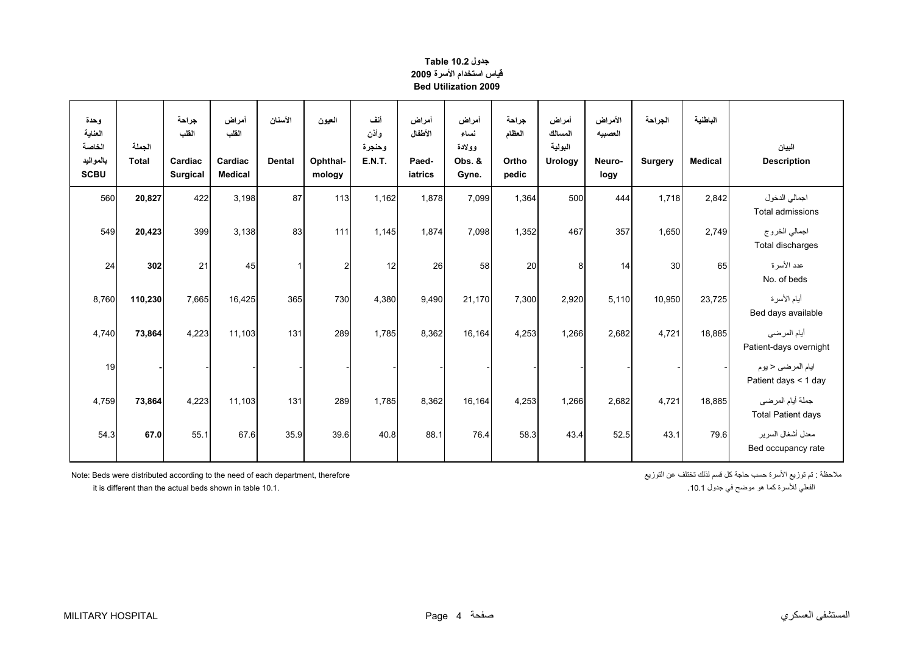**جدول Table 10.2**
**قياس استخدام الأسرة 2009**
**Bed Utilization 2009**

| وحدة العناية الخاصة بالمواليد SCBU | الجملة Total | جراحة القلب Cardiac Surgical | أمراض القلب Cardiac Medical | الأسنان Dental | العيون Ophthal-mology | أنف وأذن وحنجرة E.N.T. | أمراض الأطفال Paed-iatrics | أمراض نساء وولادة Obs. & Gyne. | جراحة العظام Ortho pedic | أمراض المسالك البولية Urology | الأمراض العصبيه Neuro-logy | الجراحة Surgery | الباطنية Medical | البيان Description |
|---|---|---|---|---|---|---|---|---|---|---|---|---|---|---|
| 560 | **20,827** | 422 | 3,198 | 87 | 113 | 1,162 | 1,878 | 7,099 | 1,364 | 500 | 444 | 1,718 | 2,842 | اجمالي الدخول Total admissions |
| 549 | **20,423** | 399 | 3,138 | 83 | 111 | 1,145 | 1,874 | 7,098 | 1,352 | 467 | 357 | 1,650 | 2,749 | اجمالي الخروج Total discharges |
| 24 | **302** | 21 | 45 | 1 | 2 | 12 | 26 | 58 | 20 | 8 | 14 | 30 | 65 | عدد الأسرة No. of beds |
| 8,760 | **110,230** | 7,665 | 16,425 | 365 | 730 | 4,380 | 9,490 | 21,170 | 7,300 | 2,920 | 5,110 | 10,950 | 23,725 | أيام الأسرة Bed days available |
| 4,740 | **73,864** | 4,223 | 11,103 | 131 | 289 | 1,785 | 8,362 | 16,164 | 4,253 | 1,266 | 2,682 | 4,721 | 18,885 | أيام المرضى Patient-days overnight |
| 19 | **-** | - | - | - | - | - | - | - | - | - | - | - | - | ايام المرضى < يوم Patient days < 1 day |
| 4,759 | **73,864** | 4,223 | 11,103 | 131 | 289 | 1,785 | 8,362 | 16,164 | 4,253 | 1,266 | 2,682 | 4,721 | 18,885 | جملة أيام المرضى Total Patient days |
| 54.3 | **67.0** | 55.1 | 67.6 | 35.9 | 39.6 | 40.8 | 88.1 | 76.4 | 58.3 | 43.4 | 52.5 | 43.1 | 79.6 | معدل أشغال السرير Bed occupancy rate |

Note: Beds were distributed according to the need of each department, therefore it is different than the actual beds shown in table 10.1.

ملاحظة : تم توزيع الأسرة حسب حاجة كل قسم لذلك تختلف عن التوزيع الفعلي للأسرة كما هو موضح في جدول 10.1.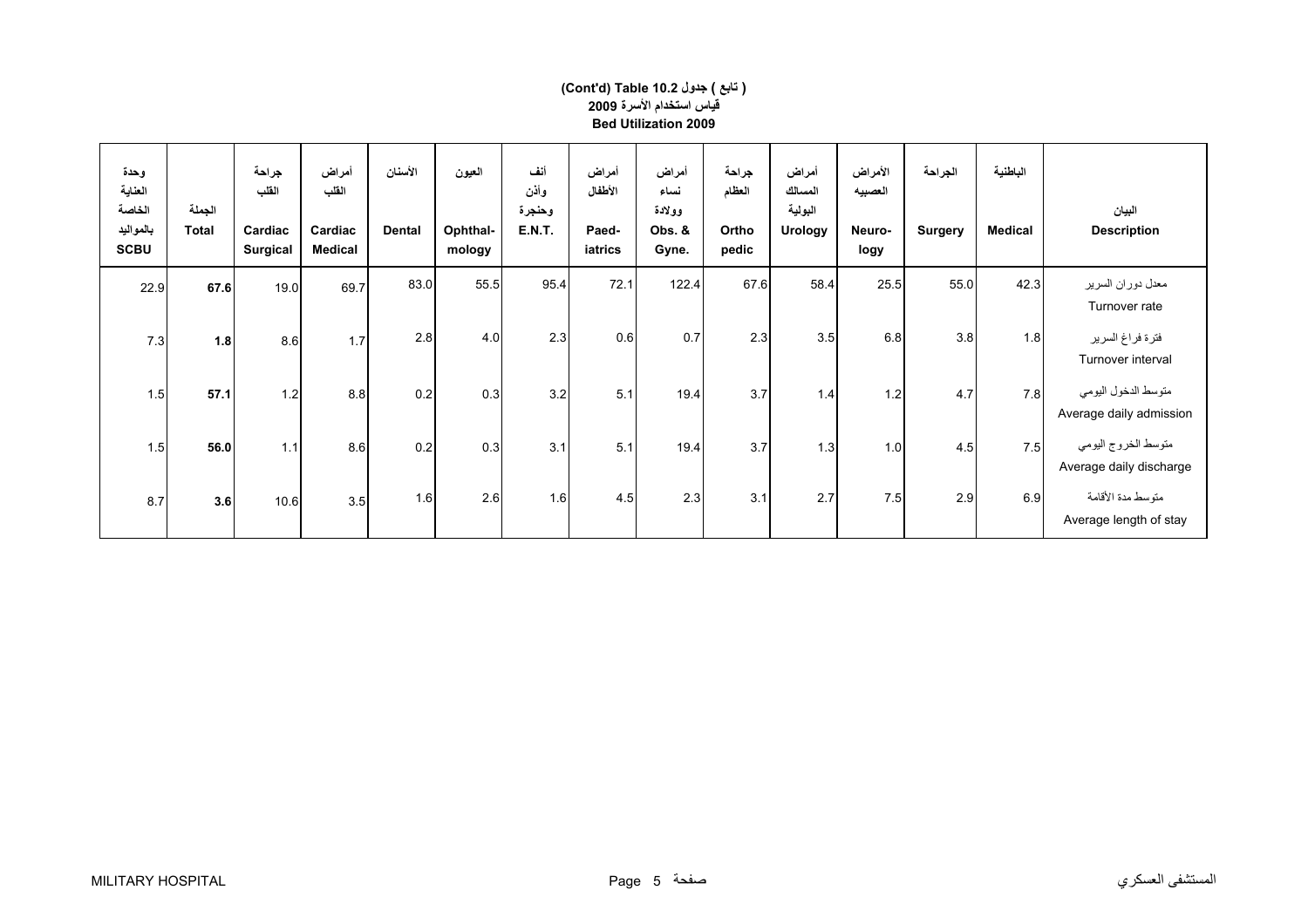**(Cont'd) Table 10.2 جدول ( تابع )**
**قياس استخدام الأسرة 2009**
**Bed Utilization 2009**

| وحدة العناية الخاصة بالمواليد **SCBU** | الجملة **Total** | جراحة القلب **Cardiac Surgical** | أمراض القلب **Cardiac Medical** | الأسنان **Dental** | العيون **Ophthal-mology** | أنف وأذن وحنجرة **E.N.T.** | أمراض الأطفال **Paed-iatrics** | أمراض نساء وولادة **Obs. & Gyne.** | جراحة العظام **Ortho pedic** | أمراض المسالك البولية **Urology** | الأمراض العصبيه **Neuro-logy** | الجراحة **Surgery** | الباطنية **Medical** | البيان **Description** |
|---|---|---|---|---|---|---|---|---|---|---|---|---|---|---|
| 22.9 | **67.6** | 19.0 | 69.7 | 83.0 | 55.5 | 95.4 | 72.1 | 122.4 | 67.6 | 58.4 | 25.5 | 55.0 | 42.3 | معدل دوران السرير Turnover rate |
| 7.3 | **1.8** | 8.6 | 1.7 | 2.8 | 4.0 | 2.3 | 0.6 | 0.7 | 2.3 | 3.5 | 6.8 | 3.8 | 1.8 | فترة فراغ السرير Turnover interval |
| 1.5 | **57.1** | 1.2 | 8.8 | 0.2 | 0.3 | 3.2 | 5.1 | 19.4 | 3.7 | 1.4 | 1.2 | 4.7 | 7.8 | متوسط الدخول اليومي Average daily admission |
| 1.5 | **56.0** | 1.1 | 8.6 | 0.2 | 0.3 | 3.1 | 5.1 | 19.4 | 3.7 | 1.3 | 1.0 | 4.5 | 7.5 | متوسط الخروج اليومي Average daily discharge |
| 8.7 | **3.6** | 10.6 | 3.5 | 1.6 | 2.6 | 1.6 | 4.5 | 2.3 | 3.1 | 2.7 | 7.5 | 2.9 | 6.9 | متوسط مدة الأقامة Average length of stay |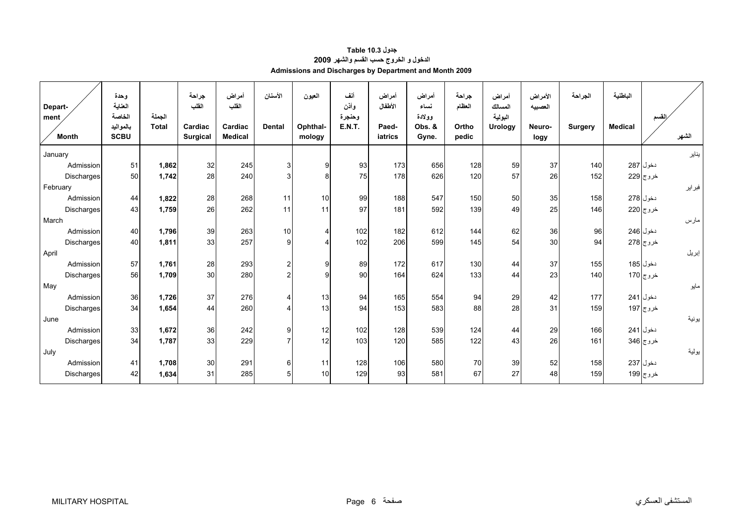**جدول 10.3 Table**

**الدخول و الخروج حسب القسم والشهر 2009**

**Admissions and Discharges by Department and Month 2009**

| Department / Month | وحدة العناية الخاصة بالمواليد SCBU | الجملة Total | جراحة القلب Cardiac Surgical | أمراض القلب Cardiac Medical | الأسنان Dental | العيون Ophthalmology | أنف وأذن وحنجرة E.N.T. | أمراض الأطفال Paediatrics | أمراض نساء وولادة Obs. & Gyne. | جراحة العظام Orthopedic | أمراض المسالك البولية Urology | الأمراض العصبيه Neurology | الجراحة Surgery | الباطنية Medical | القسم / الشهر |
|---|---|---|---|---|---|---|---|---|---|---|---|---|---|---|---|
| January | | | | | | | | | | | | | | | يناير |
| Admission | 51 | **1,862** | 32 | 245 | 3 | 9 | 93 | 173 | 656 | 128 | 59 | 37 | 140 | 287 | دخول |
| Discharges | 50 | **1,742** | 28 | 240 | 3 | 8 | 75 | 178 | 626 | 120 | 57 | 26 | 152 | 229 | خروج |
| February | | | | | | | | | | | | | | | فبراير |
| Admission | 44 | **1,822** | 28 | 268 | 11 | 10 | 99 | 188 | 547 | 150 | 50 | 35 | 158 | 278 | دخول |
| Discharges | 43 | **1,759** | 26 | 262 | 11 | 11 | 97 | 181 | 592 | 139 | 49 | 25 | 146 | 220 | خروج |
| March | | | | | | | | | | | | | | | مارس |
| Admission | 40 | **1,796** | 39 | 263 | 10 | 4 | 102 | 182 | 612 | 144 | 62 | 36 | 96 | 246 | دخول |
| Discharges | 40 | **1,811** | 33 | 257 | 9 | 4 | 102 | 206 | 599 | 145 | 54 | 30 | 94 | 278 | خروج |
| April | | | | | | | | | | | | | | | إبريل |
| Admission | 57 | **1,761** | 28 | 293 | 2 | 9 | 89 | 172 | 617 | 130 | 44 | 37 | 155 | 185 | دخول |
| Discharges | 56 | **1,709** | 30 | 280 | 2 | 9 | 90 | 164 | 624 | 133 | 44 | 23 | 140 | 170 | خروج |
| May | | | | | | | | | | | | | | | مايو |
| Admission | 36 | **1,726** | 37 | 276 | 4 | 13 | 94 | 165 | 554 | 94 | 29 | 42 | 177 | 241 | دخول |
| Discharges | 34 | **1,654** | 44 | 260 | 4 | 13 | 94 | 153 | 583 | 88 | 28 | 31 | 159 | 197 | خروج |
| June | | | | | | | | | | | | | | | يونية |
| Admission | 33 | **1,672** | 36 | 242 | 9 | 12 | 102 | 128 | 539 | 124 | 44 | 29 | 166 | 241 | دخول |
| Discharges | 34 | **1,787** | 33 | 229 | 7 | 12 | 103 | 120 | 585 | 122 | 43 | 26 | 161 | 346 | خروج |
| July | | | | | | | | | | | | | | | يولية |
| Admission | 41 | **1,708** | 30 | 291 | 6 | 11 | 128 | 106 | 580 | 70 | 39 | 52 | 158 | 237 | دخول |
| Discharges | 42 | **1,634** | 31 | 285 | 5 | 10 | 129 | 93 | 581 | 67 | 27 | 48 | 159 | 199 | خروج |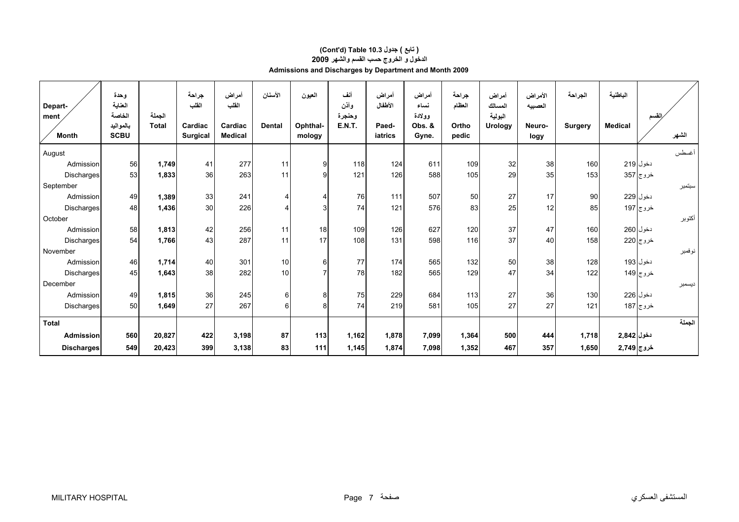# (Cont'd) Table 10.3 جدول ( تابع )

## الدخول و الخروج حسب القسم والشهر 2009

## Admissions and Discharges by Department and Month 2009

| Depart-ment / Month | وحدة العناية الخاصة بالمواليد SCBU | الجملة Total | جراحة القلب Cardiac Surgical | أمراض القلب Cardiac Medical | الأسنان Dental | العيون Ophthal-mology | أنف وأذن وحنجرة E.N.T. | أمراض الأطفال Paed-iatrics | أمراض نساء وولادة Obs. & Gyne. | جراحة العظام Ortho pedic | أمراض المسالك البولية Urology | الأمراض العصبيه Neuro-logy | الجراحة Surgery | الباطنية Medical | القسم / الشهر |
|---|---|---|---|---|---|---|---|---|---|---|---|---|---|---|---|
| August | | | | | | | | | | | | | | | أغسطس |
| Admission | 56 | 1,749 | 41 | 277 | 11 | 9 | 118 | 124 | 611 | 109 | 32 | 38 | 160 | 219 | دخول |
| Discharges | 53 | 1,833 | 36 | 263 | 11 | 9 | 121 | 126 | 588 | 105 | 29 | 35 | 153 | 357 | خروج |
| September | | | | | | | | | | | | | | | سبتمبر |
| Admission | 49 | 1,389 | 33 | 241 | 4 | 4 | 76 | 111 | 507 | 50 | 27 | 17 | 90 | 229 | دخول |
| Discharges | 48 | 1,436 | 30 | 226 | 4 | 3 | 74 | 121 | 576 | 83 | 25 | 12 | 85 | 197 | خروج |
| October | | | | | | | | | | | | | | | أكتوبر |
| Admission | 58 | 1,813 | 42 | 256 | 11 | 18 | 109 | 126 | 627 | 120 | 37 | 47 | 160 | 260 | دخول |
| Discharges | 54 | 1,766 | 43 | 287 | 11 | 17 | 108 | 131 | 598 | 116 | 37 | 40 | 158 | 220 | خروج |
| November | | | | | | | | | | | | | | | نوفمبر |
| Admission | 46 | 1,714 | 40 | 301 | 10 | 6 | 77 | 174 | 565 | 132 | 50 | 38 | 128 | 193 | دخول |
| Discharges | 45 | 1,643 | 38 | 282 | 10 | 7 | 78 | 182 | 565 | 129 | 47 | 34 | 122 | 149 | خروج |
| December | | | | | | | | | | | | | | | ديسمبر |
| Admission | 49 | 1,815 | 36 | 245 | 6 | 8 | 75 | 229 | 684 | 113 | 27 | 36 | 130 | 226 | دخول |
| Discharges | 50 | 1,649 | 27 | 267 | 6 | 8 | 74 | 219 | 581 | 105 | 27 | 27 | 121 | 187 | خروج |
| **Total** | | | | | | | | | | | | | | | **الجملة** |
| **Admission** | **560** | **20,827** | **422** | **3,198** | **87** | **113** | **1,162** | **1,878** | **7,099** | **1,364** | **500** | **444** | **1,718** | **2,842** | **دخول** |
| **Discharges** | **549** | **20,423** | **399** | **3,138** | **83** | **111** | **1,145** | **1,874** | **7,098** | **1,352** | **467** | **357** | **1,650** | **2,749** | **خروج** |

MILITARY HOSPITAL المستشفى العسكري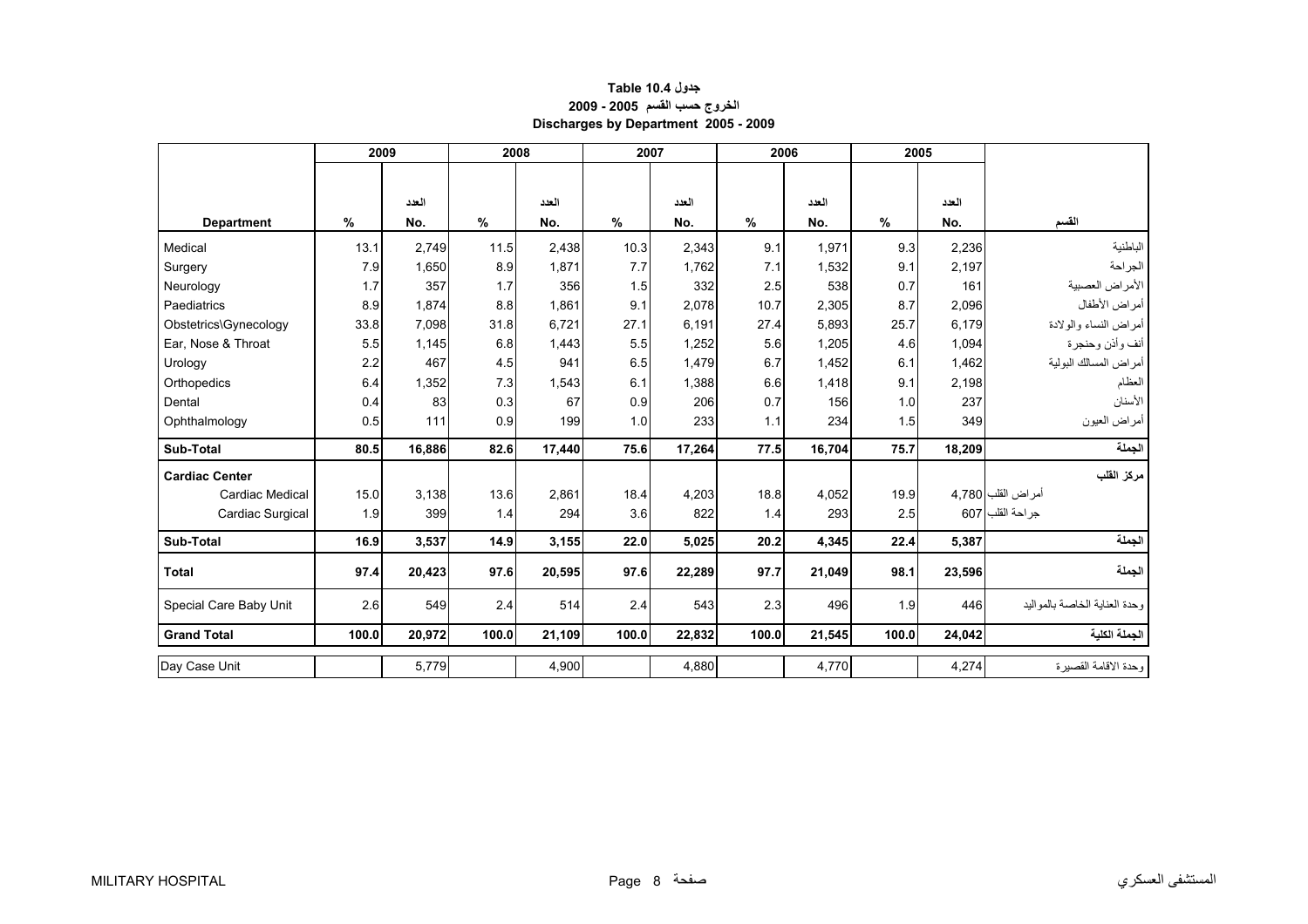**جدول Table 10.4**

**الخروج حسب القسم 2005 - 2009**

**Discharges by Department 2005 - 2009**

| | 2009 | | 2008 | | 2007 | | 2006 | | 2005 | | |
|---|---|---|---|---|---|---|---|---|---|---|---|
| **Department** | % | العدد No. | % | العدد No. | % | العدد No. | % | العدد No. | % | العدد No. | القسم |
| Medical | 13.1 | 2,749 | 11.5 | 2,438 | 10.3 | 2,343 | 9.1 | 1,971 | 9.3 | 2,236 | الباطنية |
| Surgery | 7.9 | 1,650 | 8.9 | 1,871 | 7.7 | 1,762 | 7.1 | 1,532 | 9.1 | 2,197 | الجراحة |
| Neurology | 1.7 | 357 | 1.7 | 356 | 1.5 | 332 | 2.5 | 538 | 0.7 | 161 | الأمراض العصبية |
| Paediatrics | 8.9 | 1,874 | 8.8 | 1,861 | 9.1 | 2,078 | 10.7 | 2,305 | 8.7 | 2,096 | أمراض الأطفال |
| Obstetrics\Gynecology | 33.8 | 7,098 | 31.8 | 6,721 | 27.1 | 6,191 | 27.4 | 5,893 | 25.7 | 6,179 | أمراض النساء والولادة |
| Ear, Nose & Throat | 5.5 | 1,145 | 6.8 | 1,443 | 5.5 | 1,252 | 5.6 | 1,205 | 4.6 | 1,094 | أنف وأذن وحنجرة |
| Urology | 2.2 | 467 | 4.5 | 941 | 6.5 | 1,479 | 6.7 | 1,452 | 6.1 | 1,462 | أمراض المسالك البولية |
| Orthopedics | 6.4 | 1,352 | 7.3 | 1,543 | 6.1 | 1,388 | 6.6 | 1,418 | 9.1 | 2,198 | العظام |
| Dental | 0.4 | 83 | 0.3 | 67 | 0.9 | 206 | 0.7 | 156 | 1.0 | 237 | الأسنان |
| Ophthalmology | 0.5 | 111 | 0.9 | 199 | 1.0 | 233 | 1.1 | 234 | 1.5 | 349 | أمراض العيون |
| **Sub-Total** | **80.5** | **16,886** | **82.6** | **17,440** | **75.6** | **17,264** | **77.5** | **16,704** | **75.7** | **18,209** | **الجملة** |
| **Cardiac Center** | | | | | | | | | | | **مركز القلب** |
| Cardiac Medical | 15.0 | 3,138 | 13.6 | 2,861 | 18.4 | 4,203 | 18.8 | 4,052 | 19.9 | 4,780 | أمراض القلب |
| Cardiac Surgical | 1.9 | 399 | 1.4 | 294 | 3.6 | 822 | 1.4 | 293 | 2.5 | 607 | جراحة القلب |
| **Sub-Total** | **16.9** | **3,537** | **14.9** | **3,155** | **22.0** | **5,025** | **20.2** | **4,345** | **22.4** | **5,387** | **الجملة** |
| **Total** | **97.4** | **20,423** | **97.6** | **20,595** | **97.6** | **22,289** | **97.7** | **21,049** | **98.1** | **23,596** | **الجملة** |
| Special Care Baby Unit | 2.6 | 549 | 2.4 | 514 | 2.4 | 543 | 2.3 | 496 | 1.9 | 446 | وحدة العناية الخاصة بالمواليد |
| **Grand Total** | **100.0** | **20,972** | **100.0** | **21,109** | **100.0** | **22,832** | **100.0** | **21,545** | **100.0** | **24,042** | **الجملة الكلية** |
| Day Case Unit | | 5,779 | | 4,900 | | 4,880 | | 4,770 | | 4,274 | وحدة الاقامة القصيرة |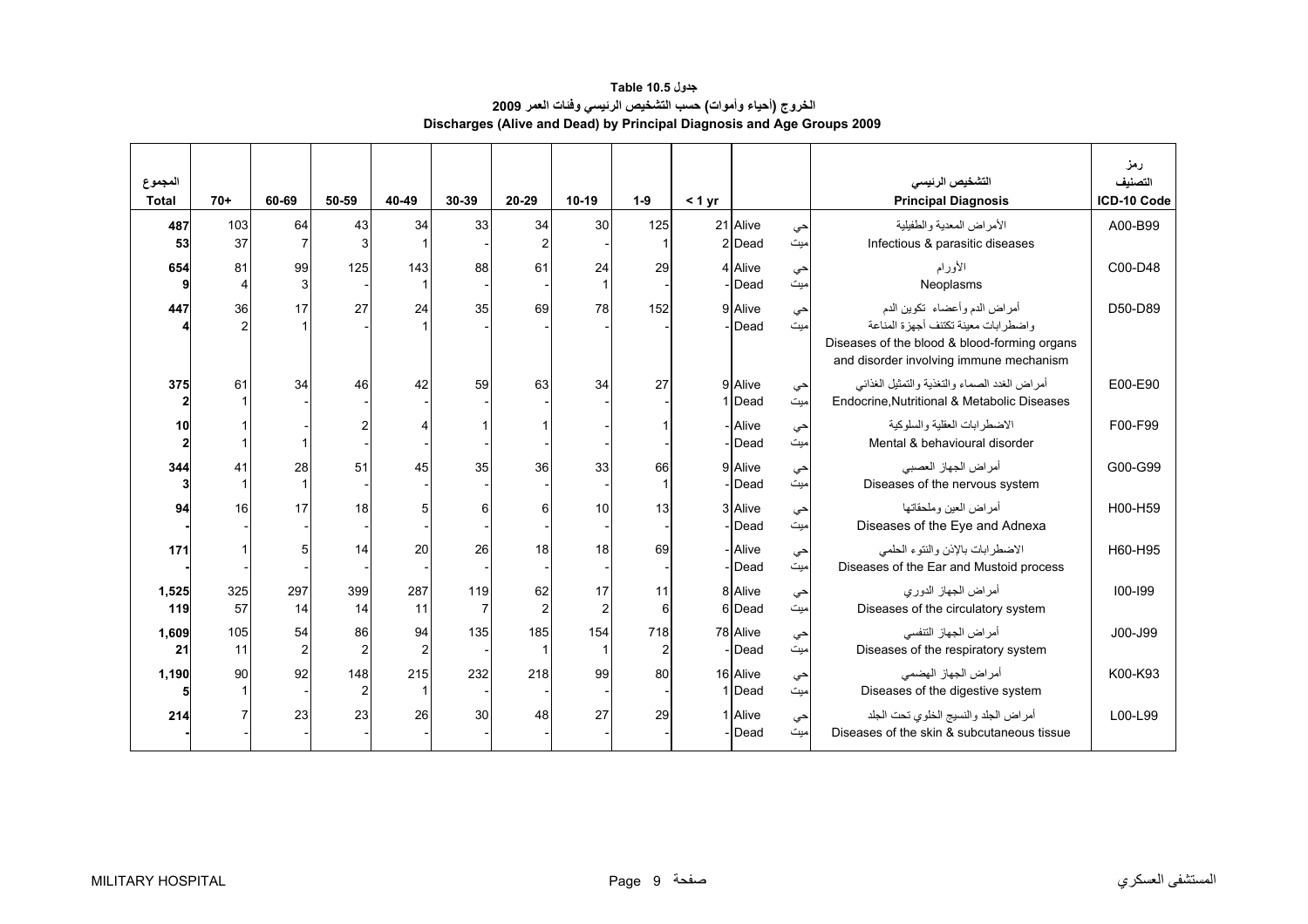# جدول Table 10.5

## الخروج (أحياء وأموات) حسب التشخيص الرئيسي وفئات العمر 2009

## Discharges (Alive and Dead) by Principal Diagnosis and Age Groups 2009

| المجموع<br>Total | 70+ | 60-69 | 50-59 | 40-49 | 30-39 | 20-29 | 10-19 | 1-9 | < 1 yr | | | التشخيص الرئيسي<br>Principal Diagnosis | رمز التصنيف<br>ICD-10 Code |
|---|---|---|---|---|---|---|---|---|---|---|---|---|---|
| **487** | 103 | 64 | 43 | 34 | 33 | 34 | 30 | 125 | 21 | Alive | حي | الأمراض المعدية والطفيلية<br>Infectious & parasitic diseases | A00-B99 |
| **53** | 37 | 7 | 3 | 1 | - | 2 | - | 1 | 2 | Dead | ميت | | |
| **654** | 81 | 99 | 125 | 143 | 88 | 61 | 24 | 29 | 4 | Alive | حي | الأورام<br>Neoplasms | C00-D48 |
| **9** | 4 | 3 | - | 1 | - | - | 1 | - | - | Dead | ميت | | |
| **447** | 36 | 17 | 27 | 24 | 35 | 69 | 78 | 152 | 9 | Alive | حي | أمراض الدم وأعضاء تكوين الدم واضطرابات معينة تكتنف أجهزة المناعة<br>Diseases of the blood & blood-forming organs and disorder involving immune mechanism | D50-D89 |
| **4** | 2 | 1 | - | 1 | - | - | - | - | - | Dead | ميت | | |
| **375** | 61 | 34 | 46 | 42 | 59 | 63 | 34 | 27 | 9 | Alive | حي | أمراض الغدد الصماء والتغذية والتمثيل الغذائي<br>Endocrine,Nutritional & Metabolic Diseases | E00-E90 |
| **2** | 1 | - | - | - | - | - | - | - | 1 | Dead | ميت | | |
| **10** | 1 | - | 2 | 4 | 1 | 1 | - | 1 | - | Alive | حي | الاضطرابات العقلية والسلوكية<br>Mental & behavioural disorder | F00-F99 |
| **2** | 1 | 1 | - | - | - | - | - | - | - | Dead | ميت | | |
| **344** | 41 | 28 | 51 | 45 | 35 | 36 | 33 | 66 | 9 | Alive | حي | أمراض الجهاز العصبي<br>Diseases of the nervous system | G00-G99 |
| **3** | 1 | 1 | - | - | - | - | - | 1 | - | Dead | ميت | | |
| **94** | 16 | 17 | 18 | 5 | 6 | 6 | 10 | 13 | 3 | Alive | حي | أمراض العين وملحقاتها<br>Diseases of the Eye and Adnexa | H00-H59 |
| **-** | - | - | - | - | - | - | - | - | - | Dead | ميت | | |
| **171** | 1 | 5 | 14 | 20 | 26 | 18 | 18 | 69 | - | Alive | حي | الاضطرابات بالإذن والنتوء الحلمي<br>Diseases of the Ear and Mustoid process | H60-H95 |
| **-** | - | - | - | - | - | - | - | - | - | Dead | ميت | | |
| **1,525** | 325 | 297 | 399 | 287 | 119 | 62 | 17 | 11 | 8 | Alive | حي | أمراض الجهاز الدوري<br>Diseases of the circulatory system | I00-I99 |
| **119** | 57 | 14 | 14 | 11 | 7 | 2 | 2 | 6 | 6 | Dead | ميت | | |
| **1,609** | 105 | 54 | 86 | 94 | 135 | 185 | 154 | 718 | 78 | Alive | حي | أمراض الجهاز التنفسي<br>Diseases of the respiratory system | J00-J99 |
| **21** | 11 | 2 | 2 | 2 | - | 1 | 1 | 2 | - | Dead | ميت | | |
| **1,190** | 90 | 92 | 148 | 215 | 232 | 218 | 99 | 80 | 16 | Alive | حي | أمراض الجهاز الهضمي<br>Diseases of the digestive system | K00-K93 |
| **5** | 1 | - | 2 | 1 | - | - | - | - | 1 | Dead | ميت | | |
| **214** | 7 | 23 | 23 | 26 | 30 | 48 | 27 | 29 | 1 | Alive | حي | أمراض الجلد والنسيج الخلوي تحت الجلد<br>Diseases of the skin & subcutaneous tissue | L00-L99 |
| **-** | - | - | - | - | - | - | - | - | - | Dead | ميت | | |

MILITARY HOSPITAL — المستشفى العسكري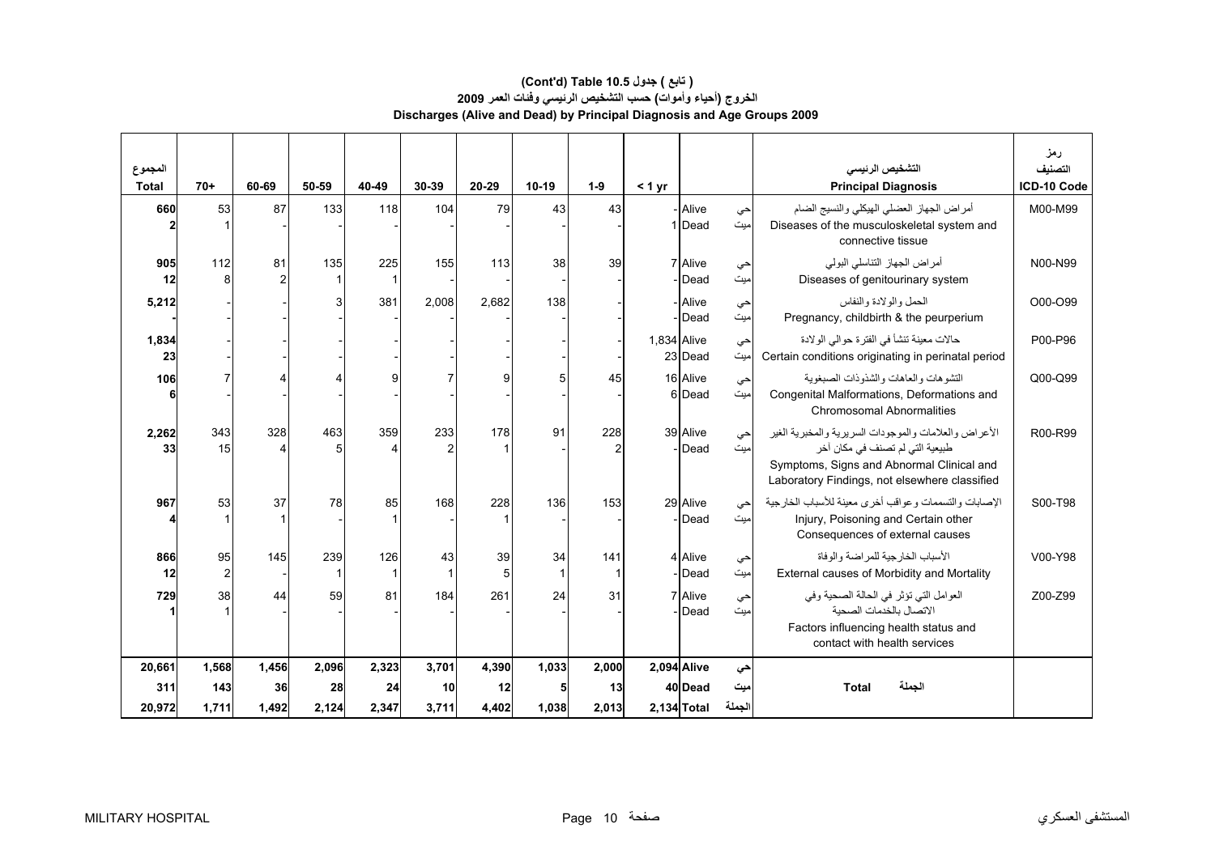# ( تابع ) جدول 10.5 (Cont'd) Table 10.5

## الخروج (أحياء وأموات) حسب التشخيص الرئيسي وفئات العمر 2009

## Discharges (Alive and Dead) by Principal Diagnosis and Age Groups 2009

| المجموع Total | 70+ | 60-69 | 50-59 | 40-49 | 30-39 | 20-29 | 10-19 | 1-9 | < 1 yr | | | التشخيص الرئيسي Principal Diagnosis | رمز التصنيف ICD-10 Code |
|---|---|---|---|---|---|---|---|---|---|---|---|---|---|
| 660 | 53 | 87 | 133 | 118 | 104 | 79 | 43 | 43 | - | Alive | حي | أمراض الجهاز العضلي الهيكلي والنسيج الضام Diseases of the musculoskeletal system and connective tissue | M00-M99 |
| 2 | 1 | - | - | - | - | - | - | - | 1 | Dead | ميت | | |
| 905 | 112 | 81 | 135 | 225 | 155 | 113 | 38 | 39 | 7 | Alive | حي | أمراض الجهاز التناسلي البولي Diseases of genitourinary system | N00-N99 |
| 12 | 8 | 2 | 1 | 1 | - | - | - | - | - | Dead | ميت | | |
| 5,212 | - | - | 3 | 381 | 2,008 | 2,682 | 138 | - | - | Alive | حي | الحمل والولادة والنفاس Pregnancy, childbirth & the peurperium | O00-O99 |
| - | - | - | - | - | - | - | - | - | - | Dead | ميت | | |
| 1,834 | - | - | - | - | - | - | - | - | 1,834 | Alive | حي | حالات معينة تنشأ في الفترة حوالي الولادة Certain conditions originating in perinatal period | P00-P96 |
| 23 | - | - | - | - | - | - | - | - | 23 | Dead | ميت | | |
| 106 | 7 | 4 | 4 | 9 | 7 | 9 | 5 | 45 | 16 | Alive | حي | التشوهات والعاهات والشذوذات الصبغوية Congenital Malformations, Deformations and Chromosomal Abnormalities | Q00-Q99 |
| 6 | - | - | - | - | - | - | - | - | 6 | Dead | ميت | | |
| 2,262 | 343 | 328 | 463 | 359 | 233 | 178 | 91 | 228 | 39 | Alive | حي | الأعراض والعلامات والموجودات السريرية والمخبرية الغير طبيعية التي لم تصنف في مكان آخر Symptoms, Signs and Abnormal Clinical and Laboratory Findings, not elsewhere classified | R00-R99 |
| 33 | 15 | 4 | 5 | 4 | 2 | 1 | - | 2 | - | Dead | ميت | | |
| 967 | 53 | 37 | 78 | 85 | 168 | 228 | 136 | 153 | 29 | Alive | حي | الإصابات والتسممات وعواقب أخرى معينة للأسباب الخارجية Injury, Poisoning and Certain other Consequences of external causes | S00-T98 |
| 4 | 1 | 1 | - | 1 | - | 1 | - | - | - | Dead | ميت | | |
| 866 | 95 | 145 | 239 | 126 | 43 | 39 | 34 | 141 | 4 | Alive | حي | الأسباب الخارجية للمراضة والوفاة External causes of Morbidity and Mortality | V00-Y98 |
| 12 | 2 | - | 1 | 1 | 1 | 5 | 1 | 1 | - | Dead | ميت | | |
| 729 | 38 | 44 | 59 | 81 | 184 | 261 | 24 | 31 | 7 | Alive | حي | العوامل التي تؤثر في الحالة الصحية وفي الاتصال بالخدمات الصحية Factors influencing health status and contact with health services | Z00-Z99 |
| 1 | 1 | - | - | - | - | - | - | - | - | Dead | ميت | | |
| **20,661** | **1,568** | **1,456** | **2,096** | **2,323** | **3,701** | **4,390** | **1,033** | **2,000** | **2,094** | **Alive** | **حي** | **Total الجملة** | |
| **311** | **143** | **36** | **28** | **24** | **10** | **12** | **5** | **13** | **40** | **Dead** | **ميت** | | |
| **20,972** | **1,711** | **1,492** | **2,124** | **2,347** | **3,711** | **4,402** | **1,038** | **2,013** | **2,134** | **Total** | **الجملة** | | |

MILITARY HOSPITAL المستشفى العسكري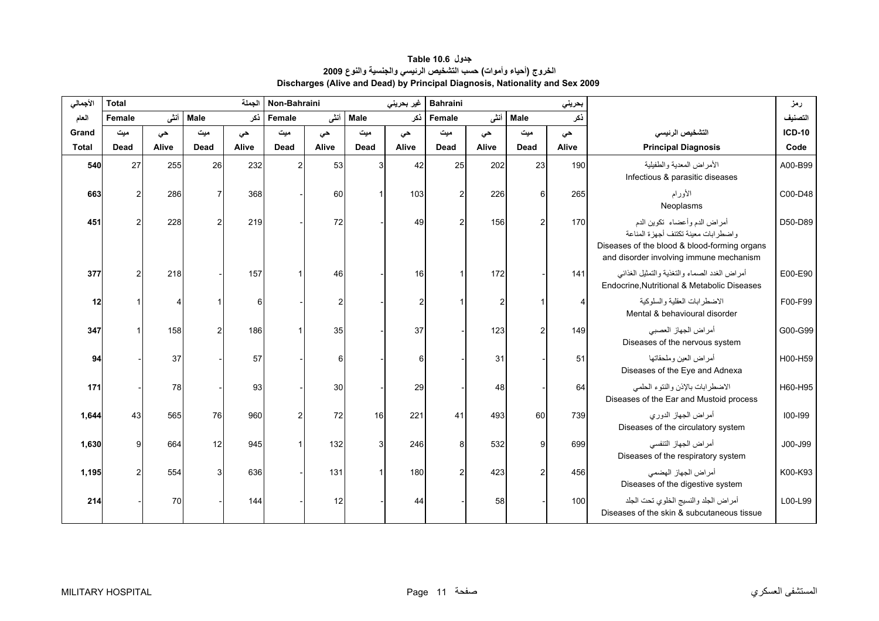# جدول Table 10.6

## الخروج (أحياء وأموات) حسب التشخيص الرئيسي والجنسية والنوع 2009

## Discharges (Alive and Dead) by Principal Diagnosis, Nationality and Sex 2009

| الأجمالي العام Grand Total | Total الجملة | | | | Non-Bahraini غير بحريني | | | | Bahraini بحريني | | | | | رمز التصنيف |
|---|---|---|---|---|---|---|---|---|---|---|---|---|---|---|
| | Female أنثى | | Male ذكر | | Female أنثى | | Male ذكر | | Female أنثى | | Male ذكر | | | |
| | ميت Dead | حي Alive | ميت Dead | حي Alive | ميت Dead | حي Alive | ميت Dead | حي Alive | ميت Dead | حي Alive | ميت Dead | حي Alive | التشخيص الرئيسي Principal Diagnosis | ICD-10 Code |
| **540** | 27 | 255 | 26 | 232 | 2 | 53 | 3 | 42 | 25 | 202 | 23 | 190 | الأمراض المعدية والطفيلية Infectious & parasitic diseases | A00-B99 |
| **663** | 2 | 286 | 7 | 368 | - | 60 | 1 | 103 | 2 | 226 | 6 | 265 | الأورام Neoplasms | C00-D48 |
| **451** | 2 | 228 | 2 | 219 | - | 72 | - | 49 | 2 | 156 | 2 | 170 | أمراض الدم وأعضاء تكوين الدم واضطرابات معينة تكتنف أجهزة المناعة Diseases of the blood & blood-forming organs and disorder involving immune mechanism | D50-D89 |
| **377** | 2 | 218 | - | 157 | 1 | 46 | - | 16 | 1 | 172 | - | 141 | أمراض الغدد الصماء والتغذية والتمثيل الغذائي Endocrine,Nutritional & Metabolic Diseases | E00-E90 |
| **12** | 1 | 4 | 1 | 6 | - | 2 | - | 2 | 1 | 2 | 1 | 4 | الاضطرابات العقلية والسلوكية Mental & behavioural disorder | F00-F99 |
| **347** | 1 | 158 | 2 | 186 | 1 | 35 | - | 37 | - | 123 | 2 | 149 | أمراض الجهاز العصبي Diseases of the nervous system | G00-G99 |
| **94** | - | 37 | - | 57 | - | 6 | - | 6 | - | 31 | - | 51 | أمراض العين وملحقاتها Diseases of the Eye and Adnexa | H00-H59 |
| **171** | - | 78 | - | 93 | - | 30 | - | 29 | - | 48 | - | 64 | الاضطرابات بالإذن والنتوء الحلمي Diseases of the Ear and Mustoid process | H60-H95 |
| **1,644** | 43 | 565 | 76 | 960 | 2 | 72 | 16 | 221 | 41 | 493 | 60 | 739 | أمراض الجهاز الدوري Diseases of the circulatory system | I00-I99 |
| **1,630** | 9 | 664 | 12 | 945 | 1 | 132 | 3 | 246 | 8 | 532 | 9 | 699 | أمراض الجهاز التنفسي Diseases of the respiratory system | J00-J99 |
| **1,195** | 2 | 554 | 3 | 636 | - | 131 | 1 | 180 | 2 | 423 | 2 | 456 | أمراض الجهاز الهضمي Diseases of the digestive system | K00-K93 |
| **214** | - | 70 | - | 144 | - | 12 | - | 44 | - | 58 | - | 100 | أمراض الجلد والنسيج الخلوي تحت الجلد Diseases of the skin & subcutaneous tissue | L00-L99 |

MILITARY HOSPITAL المستشفى العسكري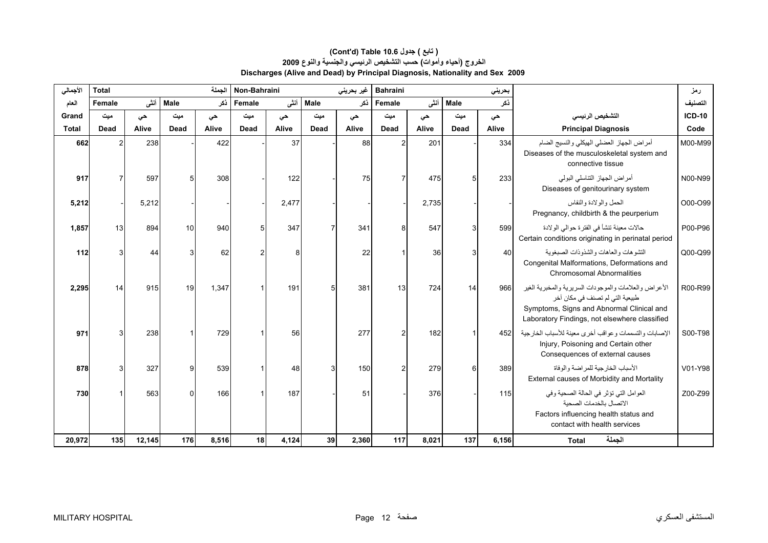## (Cont'd) Table 10.6 جدول ( تابع )

## الخروج (أحياء وأموات) حسب التشخيص الرئيسي والجنسية والنوع 2009

## Discharges (Alive and Dead) by Principal Diagnosis, Nationality and Sex 2009

| الأجمالي العام Grand Total | Total الجملة | | | | Non-Bahraini غير بحريني | | | | Bahraini بحريني | | | | Principal Diagnosis التشخيص الرئيسي | رمز التصنيف ICD-10 Code |
|---|---|---|---|---|---|---|---|---|---|---|---|---|---|---|
| | Female أنثى | | Male ذكر | | Female أنثى | | Male ذكر | | Female أنثى | | Male ذكر | | | |
| | ميت Dead | حي Alive | ميت Dead | حي Alive | ميت Dead | حي Alive | ميت Dead | حي Alive | ميت Dead | حي Alive | ميت Dead | حي Alive | | |
| **662** | 2 | 238 | - | 422 | - | 37 | - | 88 | 2 | 201 | - | 334 | أمراض الجهاز العضلي الهيكلي والنسيج الضام Diseases of the musculoskeletal system and connective tissue | M00-M99 |
| **917** | 7 | 597 | 5 | 308 | - | 122 | - | 75 | 7 | 475 | 5 | 233 | أمراض الجهاز التناسلي البولي Diseases of genitourinary system | N00-N99 |
| **5,212** | - | 5,212 | - | - | - | 2,477 | - | - | - | 2,735 | - | - | الحمل والولادة والنفاس Pregnancy, childbirth & the peurperium | O00-O99 |
| **1,857** | 13 | 894 | 10 | 940 | 5 | 347 | 7 | 341 | 8 | 547 | 3 | 599 | حالات معينة تنشأ في الفترة حوالي الولادة Certain conditions originating in perinatal period | P00-P96 |
| **112** | 3 | 44 | 3 | 62 | 2 | 8 | | 22 | 1 | 36 | 3 | 40 | التشوهات والعاهات والشذوذات الصبغوية Congenital Malformations, Deformations and Chromosomal Abnormalities | Q00-Q99 |
| **2,295** | 14 | 915 | 19 | 1,347 | 1 | 191 | 5 | 381 | 13 | 724 | 14 | 966 | الأعراض والعلامات والموجودات السريرية والمخبرية الغير طبيعية التي لم تصنف في مكان آخر Symptoms, Signs and Abnormal Clinical and Laboratory Findings, not elsewhere classified | R00-R99 |
| **971** | 3 | 238 | 1 | 729 | 1 | 56 | | 277 | 2 | 182 | 1 | 452 | الإصابات والتسممات وعواقب أخرى معينة للأسباب الخارجية Injury, Poisoning and Certain other Consequences of external causes | S00-T98 |
| **878** | 3 | 327 | 9 | 539 | 1 | 48 | 3 | 150 | 2 | 279 | 6 | 389 | الأسباب الخارجية للمراضة والوفاة External causes of Morbidity and Mortality | V01-Y98 |
| **730** | 1 | 563 | 0 | 166 | 1 | 187 | - | 51 | - | 376 | - | 115 | العوامل التي تؤثر في الحالة الصحية وفي الاتصال بالخدمات الصحية Factors influencing health status and contact with health services | Z00-Z99 |
| **20,972** | **135** | **12,145** | **176** | **8,516** | **18** | **4,124** | **39** | **2,360** | **117** | **8,021** | **137** | **6,156** | **Total الجملة** | |

MILITARY HOSPITAL المستشفى العسكري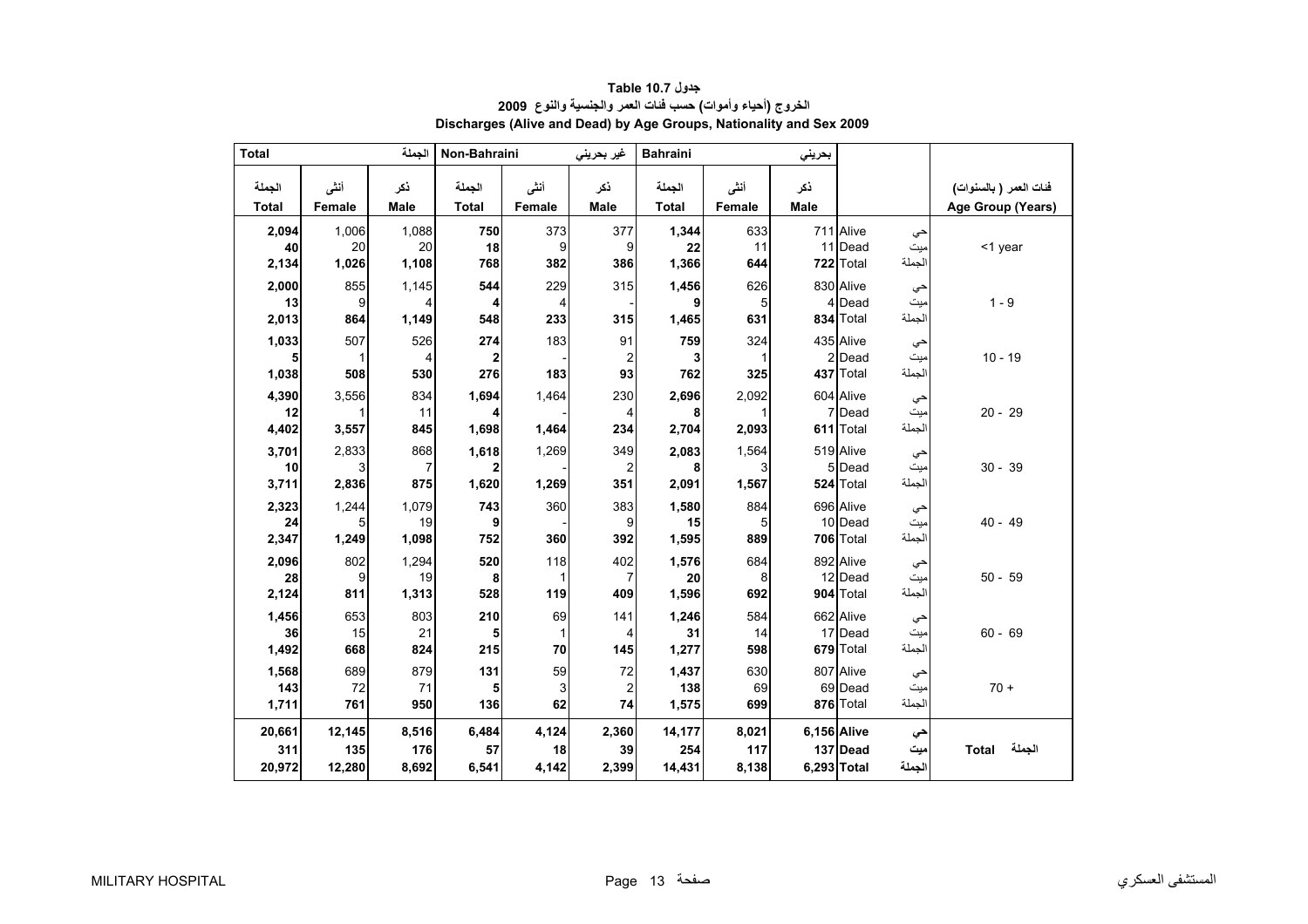# جدول Table 10.7

## الخروج (أحياء وأموات) حسب فئات العمر والجنسية والنوع 2009

## Discharges (Alive and Dead) by Age Groups, Nationality and Sex 2009

| Total الجملة | | | Non-Bahraini غير بحريني | | | Bahraini بحريني | | | | | |
|---|---|---|---|---|---|---|---|---|---|---|---|
| الجملة Total | أنثى Female | ذكر Male | الجملة Total | أنثى Female | ذكر Male | الجملة Total | أنثى Female | ذكر Male | | | فئات العمر ( بالسنوات) Age Group (Years) |
| **2,094** | 1,006 | 1,088 | **750** | 373 | 377 | **1,344** | 633 | 711 | Alive | حي | <1 year |
| **40** | 20 | 20 | **18** | 9 | 9 | **22** | 11 | 11 | Dead | ميت | |
| **2,134** | **1,026** | **1,108** | **768** | **382** | **386** | **1,366** | **644** | **722** | Total | الجملة | |
| **2,000** | 855 | 1,145 | **544** | 229 | 315 | **1,456** | 626 | 830 | Alive | حي | 1 - 9 |
| **13** | 9 | 4 | **4** | 4 | - | **9** | 5 | 4 | Dead | ميت | |
| **2,013** | **864** | **1,149** | **548** | **233** | **315** | **1,465** | **631** | **834** | Total | الجملة | |
| **1,033** | 507 | 526 | **274** | 183 | 91 | **759** | 324 | 435 | Alive | حي | 10 - 19 |
| **5** | 1 | 4 | **2** | - | 2 | **3** | 1 | 2 | Dead | ميت | |
| **1,038** | **508** | **530** | **276** | **183** | **93** | **762** | **325** | **437** | Total | الجملة | |
| **4,390** | 3,556 | 834 | **1,694** | 1,464 | 230 | **2,696** | 2,092 | 604 | Alive | حي | 20 - 29 |
| **12** | 1 | 11 | **4** | - | 4 | **8** | 1 | 7 | Dead | ميت | |
| **4,402** | **3,557** | **845** | **1,698** | **1,464** | **234** | **2,704** | **2,093** | **611** | Total | الجملة | |
| **3,701** | 2,833 | 868 | **1,618** | 1,269 | 349 | **2,083** | 1,564 | 519 | Alive | حي | 30 - 39 |
| **10** | 3 | 7 | **2** | - | 2 | **8** | 3 | 5 | Dead | ميت | |
| **3,711** | **2,836** | **875** | **1,620** | **1,269** | **351** | **2,091** | **1,567** | **524** | Total | الجملة | |
| **2,323** | 1,244 | 1,079 | **743** | 360 | 383 | **1,580** | 884 | 696 | Alive | حي | 40 - 49 |
| **24** | 5 | 19 | **9** | - | 9 | **15** | 5 | 10 | Dead | ميت | |
| **2,347** | **1,249** | **1,098** | **752** | **360** | **392** | **1,595** | **889** | **706** | Total | الجملة | |
| **2,096** | 802 | 1,294 | **520** | 118 | 402 | **1,576** | 684 | 892 | Alive | حي | 50 - 59 |
| **28** | 9 | 19 | **8** | 1 | 7 | **20** | 8 | 12 | Dead | ميت | |
| **2,124** | **811** | **1,313** | **528** | **119** | **409** | **1,596** | **692** | **904** | Total | الجملة | |
| **1,456** | 653 | 803 | **210** | 69 | 141 | **1,246** | 584 | 662 | Alive | حي | 60 - 69 |
| **36** | 15 | 21 | **5** | 1 | 4 | **31** | 14 | 17 | Dead | ميت | |
| **1,492** | **668** | **824** | **215** | **70** | **145** | **1,277** | **598** | **679** | Total | الجملة | |
| **1,568** | 689 | 879 | **131** | 59 | 72 | **1,437** | 630 | 807 | Alive | حي | 70 + |
| **143** | 72 | 71 | **5** | 3 | 2 | **138** | 69 | 69 | Dead | ميت | |
| **1,711** | **761** | **950** | **136** | **62** | **74** | **1,575** | **699** | **876** | Total | الجملة | |
| **20,661** | **12,145** | **8,516** | **6,484** | **4,124** | **2,360** | **14,177** | **8,021** | **6,156** | **Alive** | **حي** | **Total الجملة** |
| **311** | **135** | **176** | **57** | **18** | **39** | **254** | **117** | **137** | **Dead** | **ميت** | |
| **20,972** | **12,280** | **8,692** | **6,541** | **4,142** | **2,399** | **14,431** | **8,138** | **6,293** | **Total** | **الجملة** | |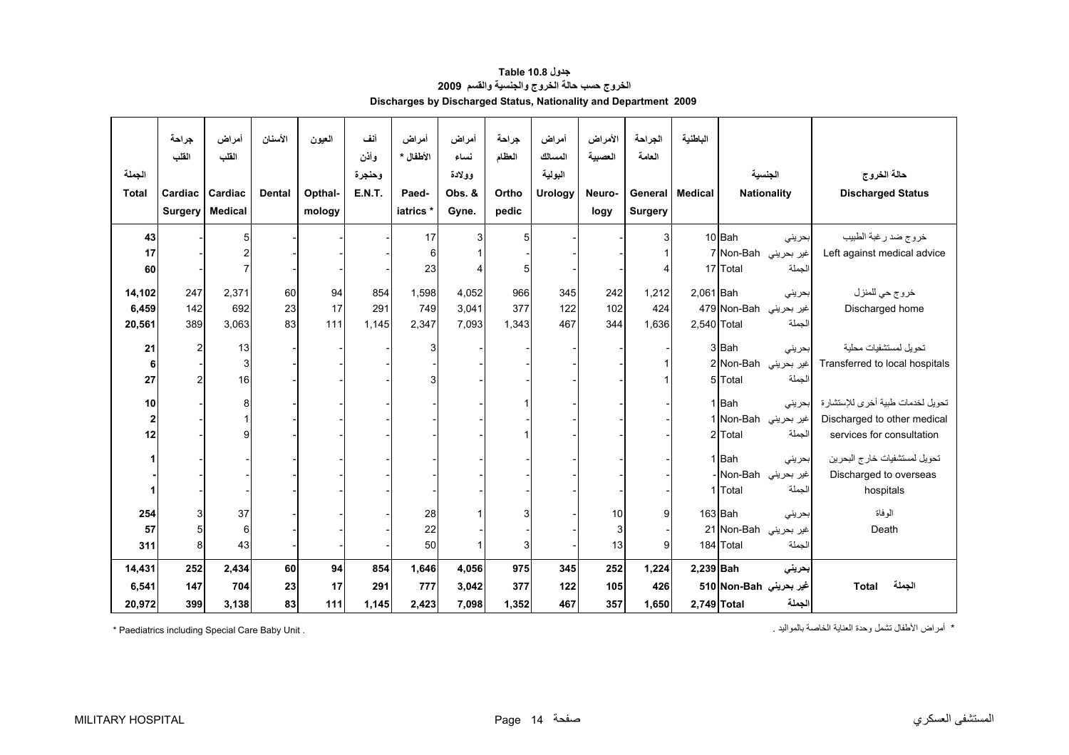**جدول 10.8 Table**

**الخروج حسب حالة الخروج والجنسية والقسم 2009**

**Discharges by Discharged Status, Nationality and Department 2009**

| الجملة Total | جراحة القلب Cardiac Surgery | أمراض القلب Cardiac Medical | الأسنان Dental | العيون Opthal-mology | أنف وأذن وحنجرة E.N.T. | أمراض الأطفال * Paed-iatrics * | أمراض نساء وولادة Obs. & Gyne. | جراحة العظام Ortho pedic | أمراض المسالك البولية Urology | الأمراض العصبية Neuro-logy | الجراحة العامة General Surgery | الباطنية Medical | الجنسية Nationality | | حالة الخروج Discharged Status |
|---|---|---|---|---|---|---|---|---|---|---|---|---|---|---|---|
| 43 | - | 5 | - | - | - | 17 | 3 | 5 | - | - | 3 | 10 | Bah | بحريني | خروج ضد رغبة الطبيب Left against medical advice |
| 17 | - | 2 | - | - | - | 6 | 1 | - | - | - | 1 | 7 | Non-Bah | غير بحريني | |
| 60 | - | 7 | - | - | - | 23 | 4 | 5 | - | - | 4 | 17 | Total | الجملة | |
| 14,102 | 247 | 2,371 | 60 | 94 | 854 | 1,598 | 4,052 | 966 | 345 | 242 | 1,212 | 2,061 | Bah | بحريني | خروج حي للمنزل Discharged home |
| 6,459 | 142 | 692 | 23 | 17 | 291 | 749 | 3,041 | 377 | 122 | 102 | 424 | 479 | Non-Bah | غير بحريني | |
| 20,561 | 389 | 3,063 | 83 | 111 | 1,145 | 2,347 | 7,093 | 1,343 | 467 | 344 | 1,636 | 2,540 | Total | الجملة | |
| 21 | 2 | 13 | - | - | - | 3 | - | - | - | - | - | 3 | Bah | بحريني | تحويل لمستشفيات محلية Transferred to local hospitals |
| 6 | - | 3 | - | - | - | - | - | - | - | - | 1 | 2 | Non-Bah | غير بحريني | |
| 27 | 2 | 16 | - | - | - | 3 | - | - | - | - | 1 | 5 | Total | الجملة | |
| 10 | - | 8 | - | - | - | - | - | 1 | - | - | - | 1 | Bah | بحريني | تحويل لخدمات طبية أخرى للإستشارة Discharged to other medical services for consultation |
| 2 | - | 1 | - | - | - | - | - | - | - | - | - | 1 | Non-Bah | غير بحريني | |
| 12 | - | 9 | - | - | - | - | - | 1 | - | - | - | 2 | Total | الجملة | |
| 1 | - | - | - | - | - | - | - | - | - | - | - | 1 | Bah | بحريني | تحويل لمستشفيات خارج البحرين Discharged to overseas hospitals |
| - | - | - | - | - | - | - | - | - | - | - | - | - | Non-Bah | غير بحريني | |
| 1 | - | - | - | - | - | - | - | - | - | - | - | 1 | Total | الجملة | |
| 254 | 3 | 37 | - | - | - | 28 | 1 | 3 | - | 10 | 9 | 163 | Bah | بحريني | الوفاة Death |
| 57 | 5 | 6 | - | - | - | 22 | - | - | - | 3 | - | 21 | Non-Bah | غير بحريني | |
| 311 | 8 | 43 | - | - | - | 50 | 1 | 3 | - | 13 | 9 | 184 | Total | الجملة | |
| **14,431** | **252** | **2,434** | **60** | **94** | **854** | **1,646** | **4,056** | **975** | **345** | **252** | **1,224** | **2,239** | **Bah** | **بحريني** | **الجملة Total** |
| **6,541** | **147** | **704** | **23** | **17** | **291** | **777** | **3,042** | **377** | **122** | **105** | **426** | **510** | **Non-Bah** | **غير بحريني** | |
| **20,972** | **399** | **3,138** | **83** | **111** | **1,145** | **2,423** | **7,098** | **1,352** | **467** | **357** | **1,650** | **2,749** | **Total** | **الجملة** | |

* Paediatrics including Special Care Baby Unit .

* أمراض الأطفال تشمل وحدة العناية الخاصة بالمواليد .

MILITARY HOSPITAL — المستشفى العسكري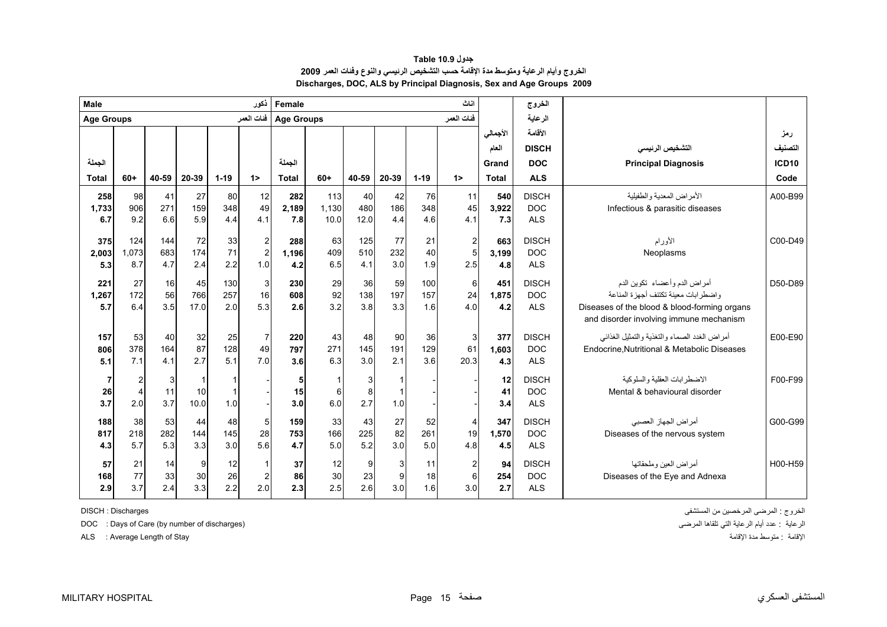# جدول Table 10.9

## الخروج وأيام الرعاية ومتوسط مدة الإقامة حسب التشخيص الرئيسي والنوع وفئات العمر 2009

## Discharges, DOC, ALS by Principal Diagnosis, Sex and Age Groups 2009

| Male ذكور | | | | | | Female اناث | | | | | | | الخروج | | |
|---|---|---|---|---|---|---|---|---|---|---|---|---|---|---|---|
| Age Groups فئات العمر | | | | | | Age Groups فئات العمر | | | | | | | الرعاية | | |
| الجملة Total | 60+ | 40-59 | 20-39 | 1-19 | 1> | الجملة Total | 60+ | 40-59 | 20-39 | 1-19 | 1> | الأجمالي العام Grand Total | الأقامة DISCH DOC ALS | التشخيص الرئيسي Principal Diagnosis | رمز التصنيف ICD10 Code |
| 258 | 98 | 41 | 27 | 80 | 12 | 282 | 113 | 40 | 42 | 76 | 11 | 540 | DISCH | الأمراض المعدية والطفيلية | A00-B99 |
| 1,733 | 906 | 271 | 159 | 348 | 49 | 2,189 | 1,130 | 480 | 186 | 348 | 45 | 3,922 | DOC | Infectious & parasitic diseases | |
| 6.7 | 9.2 | 6.6 | 5.9 | 4.4 | 4.1 | 7.8 | 10.0 | 12.0 | 4.4 | 4.6 | 4.1 | 7.3 | ALS | | |
| 375 | 124 | 144 | 72 | 33 | 2 | 288 | 63 | 125 | 77 | 21 | 2 | 663 | DISCH | الأورام | C00-D49 |
| 2,003 | 1,073 | 683 | 174 | 71 | 2 | 1,196 | 409 | 510 | 232 | 40 | 5 | 3,199 | DOC | Neoplasms | |
| 5.3 | 8.7 | 4.7 | 2.4 | 2.2 | 1.0 | 4.2 | 6.5 | 4.1 | 3.0 | 1.9 | 2.5 | 4.8 | ALS | | |
| 221 | 27 | 16 | 45 | 130 | 3 | 230 | 29 | 36 | 59 | 100 | 6 | 451 | DISCH | أمراض الدم وأعضاء تكوين الدم واضطرابات معينة تكتنف أجهزة المناعة | D50-D89 |
| 1,267 | 172 | 56 | 766 | 257 | 16 | 608 | 92 | 138 | 197 | 157 | 24 | 1,875 | DOC | Diseases of the blood & blood-forming organs and disorder involving immune mechanism | |
| 5.7 | 6.4 | 3.5 | 17.0 | 2.0 | 5.3 | 2.6 | 3.2 | 3.8 | 3.3 | 1.6 | 4.0 | 4.2 | ALS | | |
| 157 | 53 | 40 | 32 | 25 | 7 | 220 | 43 | 48 | 90 | 36 | 3 | 377 | DISCH | أمراض الغدد الصماء والتغذية والتمثيل الغذائي | E00-E90 |
| 806 | 378 | 164 | 87 | 128 | 49 | 797 | 271 | 145 | 191 | 129 | 61 | 1,603 | DOC | Endocrine,Nutritional & Metabolic Diseases | |
| 5.1 | 7.1 | 4.1 | 2.7 | 5.1 | 7.0 | 3.6 | 6.3 | 3.0 | 2.1 | 3.6 | 20.3 | 4.3 | ALS | | |
| 7 | 2 | 3 | 1 | 1 | - | 5 | 1 | 3 | 1 | - | - | 12 | DISCH | الاضطرابات العقلية والسلوكية | F00-F99 |
| 26 | 4 | 11 | 10 | 1 | - | 15 | 6 | 8 | 1 | - | - | 41 | DOC | Mental & behavioural disorder | |
| 3.7 | 2.0 | 3.7 | 10.0 | 1.0 | - | 3.0 | 6.0 | 2.7 | 1.0 | - | - | 3.4 | ALS | | |
| 188 | 38 | 53 | 44 | 48 | 5 | 159 | 33 | 43 | 27 | 52 | 4 | 347 | DISCH | أمراض الجهاز العصبي | G00-G99 |
| 817 | 218 | 282 | 144 | 145 | 28 | 753 | 166 | 225 | 82 | 261 | 19 | 1,570 | DOC | Diseases of the nervous system | |
| 4.3 | 5.7 | 5.3 | 3.3 | 3.0 | 5.6 | 4.7 | 5.0 | 5.2 | 3.0 | 5.0 | 4.8 | 4.5 | ALS | | |
| 57 | 21 | 14 | 9 | 12 | 1 | 37 | 12 | 9 | 3 | 11 | 2 | 94 | DISCH | أمراض العين وملحقاتها | H00-H59 |
| 168 | 77 | 33 | 30 | 26 | 2 | 86 | 30 | 23 | 9 | 18 | 6 | 254 | DOC | Diseases of the Eye and Adnexa | |
| 2.9 | 3.7 | 2.4 | 3.3 | 2.2 | 2.0 | 2.3 | 2.5 | 2.6 | 3.0 | 1.6 | 3.0 | 2.7 | ALS | | |

DISCH : Discharges — الخروج : المرضى المرخصين من المستشفى

DOC : Days of Care (by number of discharges) — الرعاية : عدد أيام الرعاية التي تلقاها المرضى

ALS : Average Length of Stay — الإقامة : متوسط مدة الإقامة

MILITARY HOSPITAL — المستشفى العسكري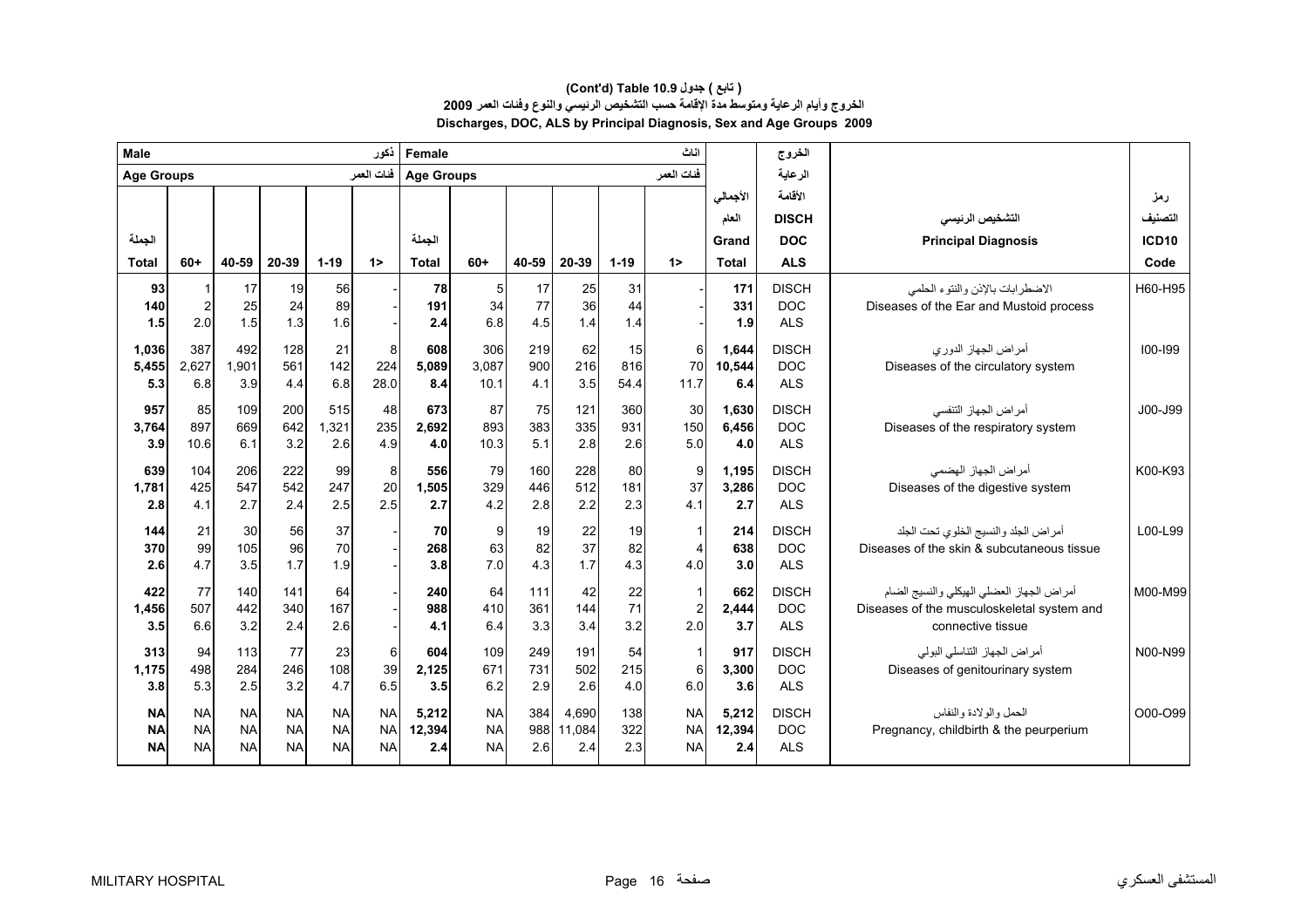## ( تابع ) جدول 10.9 (Cont'd) Table

## الخروج وأيام الرعاية ومتوسط مدة الإقامة حسب التشخيص الرئيسي والنوع وفئات العمر 2009

## Discharges, DOC, ALS by Principal Diagnosis, Sex and Age Groups 2009

| Male ذكور | | | | | | Female اناث | | | | | | | الخروج | | |
|---|---|---|---|---|---|---|---|---|---|---|---|---|---|---|---|
| Age Groups فئات العمر | | | | | | Age Groups فئات العمر | | | | | | | الرعاية | | |
| الجملة Total | 60+ | 40-59 | 20-39 | 1-19 | 1> | الجملة Total | 60+ | 40-59 | 20-39 | 1-19 | 1> | الأجمالي العام Grand Total | الأقامة DISCH DOC ALS | التشخيص الرئيسي Principal Diagnosis | رمز التصنيف ICD10 Code |
| 93 | 1 | 17 | 19 | 56 | - | 78 | 5 | 17 | 25 | 31 | - | 171 | DISCH | الاضطرابات بالإذن والنتوء الحلمي | H60-H95 |
| 140 | 2 | 25 | 24 | 89 | - | 191 | 34 | 77 | 36 | 44 | - | 331 | DOC | Diseases of the Ear and Mustoid process | |
| 1.5 | 2.0 | 1.5 | 1.3 | 1.6 | - | 2.4 | 6.8 | 4.5 | 1.4 | 1.4 | - | 1.9 | ALS | | |
| 1,036 | 387 | 492 | 128 | 21 | 8 | 608 | 306 | 219 | 62 | 15 | 6 | 1,644 | DISCH | أمراض الجهاز الدوري | I00-I99 |
| 5,455 | 2,627 | 1,901 | 561 | 142 | 224 | 5,089 | 3,087 | 900 | 216 | 816 | 70 | 10,544 | DOC | Diseases of the circulatory system | |
| 5.3 | 6.8 | 3.9 | 4.4 | 6.8 | 28.0 | 8.4 | 10.1 | 4.1 | 3.5 | 54.4 | 11.7 | 6.4 | ALS | | |
| 957 | 85 | 109 | 200 | 515 | 48 | 673 | 87 | 75 | 121 | 360 | 30 | 1,630 | DISCH | أمراض الجهاز التنفسي | J00-J99 |
| 3,764 | 897 | 669 | 642 | 1,321 | 235 | 2,692 | 893 | 383 | 335 | 931 | 150 | 6,456 | DOC | Diseases of the respiratory system | |
| 3.9 | 10.6 | 6.1 | 3.2 | 2.6 | 4.9 | 4.0 | 10.3 | 5.1 | 2.8 | 2.6 | 5.0 | 4.0 | ALS | | |
| 639 | 104 | 206 | 222 | 99 | 8 | 556 | 79 | 160 | 228 | 80 | 9 | 1,195 | DISCH | أمراض الجهاز الهضمي | K00-K93 |
| 1,781 | 425 | 547 | 542 | 247 | 20 | 1,505 | 329 | 446 | 512 | 181 | 37 | 3,286 | DOC | Diseases of the digestive system | |
| 2.8 | 4.1 | 2.7 | 2.4 | 2.5 | 2.5 | 2.7 | 4.2 | 2.8 | 2.2 | 2.3 | 4.1 | 2.7 | ALS | | |
| 144 | 21 | 30 | 56 | 37 | - | 70 | 9 | 19 | 22 | 19 | 1 | 214 | DISCH | أمراض الجلد والنسيج الخلوي تحت الجلد | L00-L99 |
| 370 | 99 | 105 | 96 | 70 | - | 268 | 63 | 82 | 37 | 82 | 4 | 638 | DOC | Diseases of the skin & subcutaneous tissue | |
| 2.6 | 4.7 | 3.5 | 1.7 | 1.9 | - | 3.8 | 7.0 | 4.3 | 1.7 | 4.3 | 4.0 | 3.0 | ALS | | |
| 422 | 77 | 140 | 141 | 64 | - | 240 | 64 | 111 | 42 | 22 | 1 | 662 | DISCH | أمراض الجهاز العضلي الهيكلي والنسيج الضام | M00-M99 |
| 1,456 | 507 | 442 | 340 | 167 | - | 988 | 410 | 361 | 144 | 71 | 2 | 2,444 | DOC | Diseases of the musculoskeletal system and | |
| 3.5 | 6.6 | 3.2 | 2.4 | 2.6 | - | 4.1 | 6.4 | 3.3 | 3.4 | 3.2 | 2.0 | 3.7 | ALS | connective tissue | |
| 313 | 94 | 113 | 77 | 23 | 6 | 604 | 109 | 249 | 191 | 54 | 1 | 917 | DISCH | أمراض الجهاز التناسلي البولي | N00-N99 |
| 1,175 | 498 | 284 | 246 | 108 | 39 | 2,125 | 671 | 731 | 502 | 215 | 6 | 3,300 | DOC | Diseases of genitourinary system | |
| 3.8 | 5.3 | 2.5 | 3.2 | 4.7 | 6.5 | 3.5 | 6.2 | 2.9 | 2.6 | 4.0 | 6.0 | 3.6 | ALS | | |
| NA | NA | NA | NA | NA | NA | 5,212 | NA | 384 | 4,690 | 138 | NA | 5,212 | DISCH | الحمل والولادة والنفاس | O00-O99 |
| NA | NA | NA | NA | NA | NA | 12,394 | NA | 988 | 11,084 | 322 | NA | 12,394 | DOC | Pregnancy, childbirth & the peurperium | |
| NA | NA | NA | NA | NA | NA | 2.4 | NA | 2.6 | 2.4 | 2.3 | NA | 2.4 | ALS | | |

MILITARY HOSPITAL المستشفى العسكري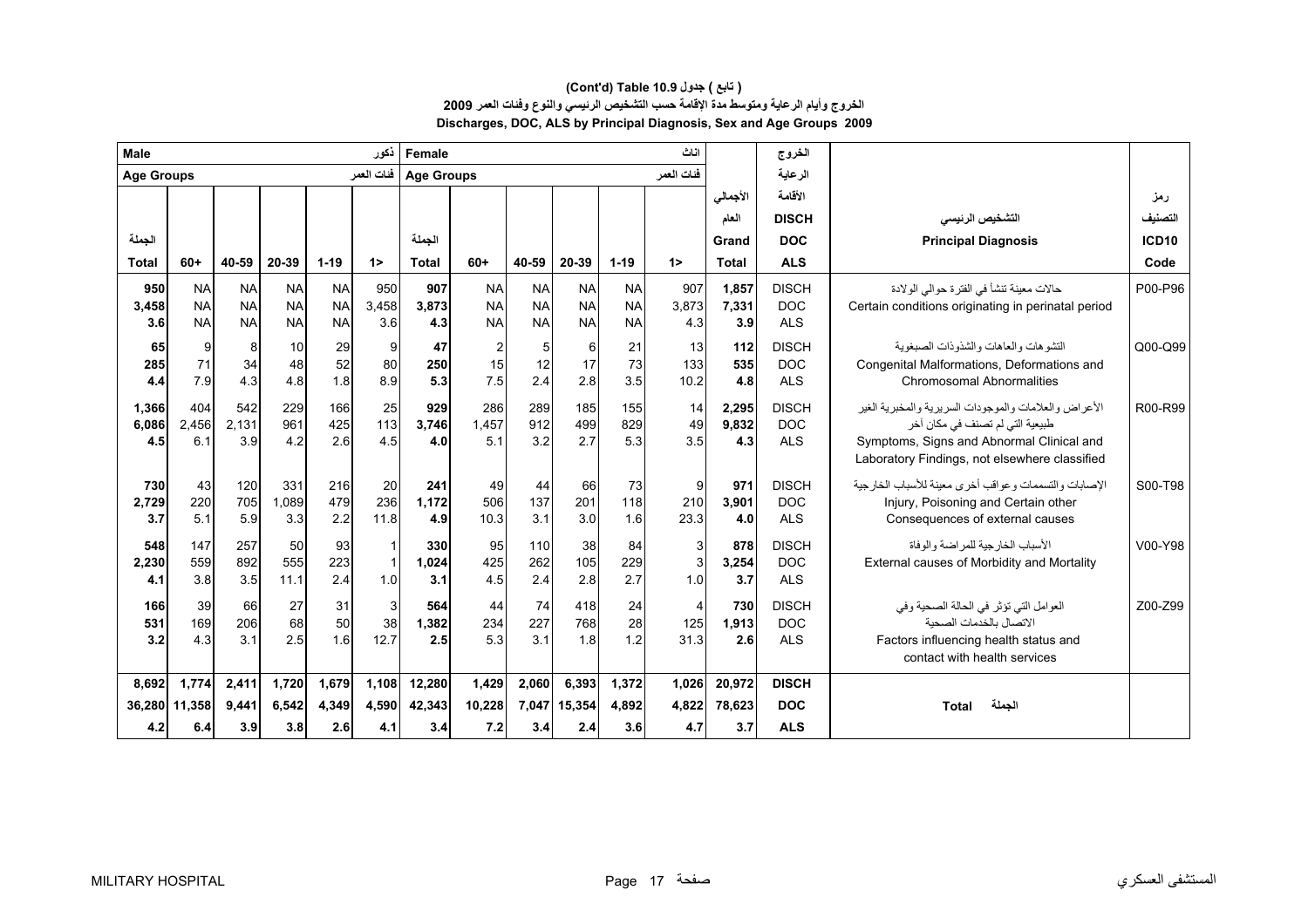# (Cont'd) Table 10.9 جدول ( تابع )

## الخروج وأيام الرعاية ومتوسط مدة الإقامة حسب التشخيص الرئيسي والنوع وفئات العمر 2009

## Discharges, DOC, ALS by Principal Diagnosis, Sex and Age Groups 2009

| Male ذكور | | | | | | Female اناث | | | | | | | الخروج الرعاية الأقامة | | |
|---|---|---|---|---|---|---|---|---|---|---|---|---|---|---|---|
| Age Groups فئات العمر | | | | | | Age Groups فئات العمر | | | | | | الأجمالي العام | | | رمز التصنيف |
| الجملة Total | 60+ | 40-59 | 20-39 | 1-19 | 1> | الجملة Total | 60+ | 40-59 | 20-39 | 1-19 | 1> | Grand Total | DISCH DOC ALS | التشخيص الرئيسي Principal Diagnosis | ICD10 Code |
| 950 | NA | NA | NA | NA | 950 | 907 | NA | NA | NA | NA | 907 | 1,857 | DISCH | حالات معينة تنشأ في الفترة حوالي الولادة Certain conditions originating in perinatal period | P00-P96 |
| 3,458 | NA | NA | NA | NA | 3,458 | 3,873 | NA | NA | NA | NA | 3,873 | 7,331 | DOC | | |
| 3.6 | NA | NA | NA | NA | 3.6 | 4.3 | NA | NA | NA | NA | 4.3 | 3.9 | ALS | | |
| 65 | 9 | 8 | 10 | 29 | 9 | 47 | 2 | 5 | 6 | 21 | 13 | 112 | DISCH | التشوهات والعاهات والشذوذات الصبغوية Congenital Malformations, Deformations and Chromosomal Abnormalities | Q00-Q99 |
| 285 | 71 | 34 | 48 | 52 | 80 | 250 | 15 | 12 | 17 | 73 | 133 | 535 | DOC | | |
| 4.4 | 7.9 | 4.3 | 4.8 | 1.8 | 8.9 | 5.3 | 7.5 | 2.4 | 2.8 | 3.5 | 10.2 | 4.8 | ALS | | |
| 1,366 | 404 | 542 | 229 | 166 | 25 | 929 | 286 | 289 | 185 | 155 | 14 | 2,295 | DISCH | الأعراض والعلامات والموجودات السريرية والمخبرية الغير طبيعية التي لم تصنف في مكان آخر Symptoms, Signs and Abnormal Clinical and Laboratory Findings, not elsewhere classified | R00-R99 |
| 6,086 | 2,456 | 2,131 | 961 | 425 | 113 | 3,746 | 1,457 | 912 | 499 | 829 | 49 | 9,832 | DOC | | |
| 4.5 | 6.1 | 3.9 | 4.2 | 2.6 | 4.5 | 4.0 | 5.1 | 3.2 | 2.7 | 5.3 | 3.5 | 4.3 | ALS | | |
| 730 | 43 | 120 | 331 | 216 | 20 | 241 | 49 | 44 | 66 | 73 | 9 | 971 | DISCH | الإصابات والتسممات وعواقب أخرى معينة للأسباب الخارجية Injury, Poisoning and Certain other Consequences of external causes | S00-T98 |
| 2,729 | 220 | 705 | 1,089 | 479 | 236 | 1,172 | 506 | 137 | 201 | 118 | 210 | 3,901 | DOC | | |
| 3.7 | 5.1 | 5.9 | 3.3 | 2.2 | 11.8 | 4.9 | 10.3 | 3.1 | 3.0 | 1.6 | 23.3 | 4.0 | ALS | | |
| 548 | 147 | 257 | 50 | 93 | 1 | 330 | 95 | 110 | 38 | 84 | 3 | 878 | DISCH | الأسباب الخارجية للمراضة والوفاة External causes of Morbidity and Mortality | V00-Y98 |
| 2,230 | 559 | 892 | 555 | 223 | 1 | 1,024 | 425 | 262 | 105 | 229 | 3 | 3,254 | DOC | | |
| 4.1 | 3.8 | 3.5 | 11.1 | 2.4 | 1.0 | 3.1 | 4.5 | 2.4 | 2.8 | 2.7 | 1.0 | 3.7 | ALS | | |
| 166 | 39 | 66 | 27 | 31 | 3 | 564 | 44 | 74 | 418 | 24 | 4 | 730 | DISCH | العوامل التي تؤثر في الحالة الصحية وفي الاتصال بالخدمات الصحية Factors influencing health status and contact with health services | Z00-Z99 |
| 531 | 169 | 206 | 68 | 50 | 38 | 1,382 | 234 | 227 | 768 | 28 | 125 | 1,913 | DOC | | |
| 3.2 | 4.3 | 3.1 | 2.5 | 1.6 | 12.7 | 2.5 | 5.3 | 3.1 | 1.8 | 1.2 | 31.3 | 2.6 | ALS | | |
| 8,692 | 1,774 | 2,411 | 1,720 | 1,679 | 1,108 | 12,280 | 1,429 | 2,060 | 6,393 | 1,372 | 1,026 | 20,972 | DISCH | Total الجملة | |
| 36,280 | 11,358 | 9,441 | 6,542 | 4,349 | 4,590 | 42,343 | 10,228 | 7,047 | 15,354 | 4,892 | 4,822 | 78,623 | DOC | | |
| 4.2 | 6.4 | 3.9 | 3.8 | 2.6 | 4.1 | 3.4 | 7.2 | 3.4 | 2.4 | 3.6 | 4.7 | 3.7 | ALS | | |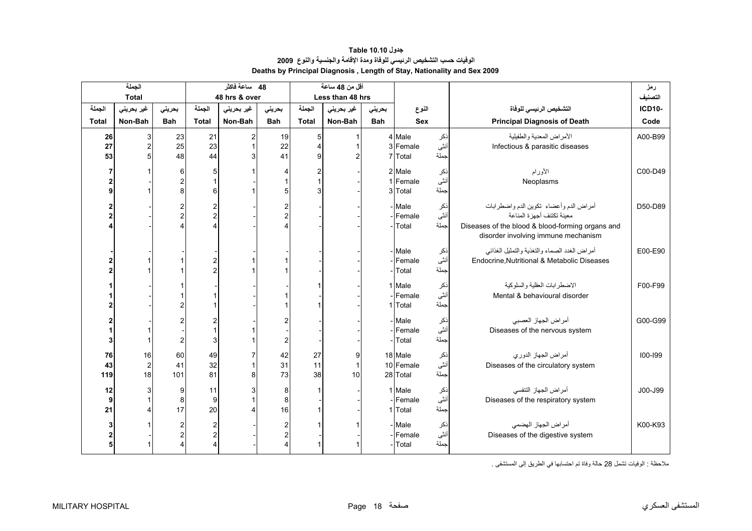**جدول 10.10 Table**

**الوفيات حسب التشخيص الرئيسي للوفاة ومدة الإقامة والجنسية والنوع 2009**

**Deaths by Principal Diagnosis , Length of Stay, Nationality and Sex 2009**

| الجملة Total | | | 48 ساعة فاكثر 48 hrs & over | | | أقل من 48 ساعة Less than 48 hrs | | | | | | رمز التصنيف |
|---|---|---|---|---|---|---|---|---|---|---|---|---|
| الجملة Total | غير بحريني Non-Bah | بحريني Bah | الجملة Total | غير بحريني Non-Bah | بحريني Bah | الجملة Total | غير بحريني Non-Bah | بحريني Bah | النوع Sex | | التشخيص الرئيسي للوفاة Principal Diagnosis of Death | ICD10- Code |
| 26 | 3 | 23 | 21 | 2 | 19 | 5 | 1 | 4 | Male | ذكر | الأمراض المعدية والطفيلية Infectious & parasitic diseases | A00-B99 |
| 27 | 2 | 25 | 23 | 1 | 22 | 4 | 1 | 3 | Female | أنثى | | |
| 53 | 5 | 48 | 44 | 3 | 41 | 9 | 2 | 7 | Total | جملة | | |
| 7 | 1 | 6 | 5 | 1 | 4 | 2 | - | 2 | Male | ذكر | الأورام Neoplasms | C00-D49 |
| 2 | - | 2 | 1 | - | 1 | 1 | - | 1 | Female | أنثى | | |
| 9 | 1 | 8 | 6 | 1 | 5 | 3 | - | 3 | Total | جملة | | |
| 2 | - | 2 | 2 | - | 2 | - | - | - | Male | ذكر | أمراض الدم وأعضاء تكوين الدم واضطرابات معينة تكتنف أجهزة المناعة Diseases of the blood & blood-forming organs and disorder involving immune mechanism | D50-D89 |
| 2 | - | 2 | 2 | - | 2 | - | - | - | Female | أنثى | | |
| 4 | - | 4 | 4 | - | 4 | - | - | - | Total | جملة | | |
| - | - | - | - | - | - | - | - | - | Male | ذكر | أمراض الغدد الصماء والتغذية والتمثيل الغذائي Endocrine,Nutritional & Metabolic Diseases | E00-E90 |
| 2 | 1 | 1 | 2 | 1 | 1 | - | - | - | Female | أنثى | | |
| 2 | 1 | 1 | 2 | 1 | 1 | - | - | - | Total | جملة | | |
| 1 | - | 1 | - | - | - | 1 | - | 1 | Male | ذكر | الاضطرابات العقلية والسلوكية Mental & behavioural disorder | F00-F99 |
| 1 | - | 1 | 1 | - | 1 | - | - | - | Female | أنثى | | |
| 2 | - | 2 | 1 | - | 1 | 1 | - | 1 | Total | جملة | | |
| 2 | - | 2 | 2 | - | 2 | - | - | - | Male | ذكر | أمراض الجهاز العصبي Diseases of the nervous system | G00-G99 |
| 1 | 1 | - | 1 | 1 | - | - | - | - | Female | أنثى | | |
| 3 | 1 | 2 | 3 | 1 | 2 | - | - | - | Total | جملة | | |
| 76 | 16 | 60 | 49 | 7 | 42 | 27 | 9 | 18 | Male | ذكر | أمراض الجهاز الدوري Diseases of the circulatory system | I00-I99 |
| 43 | 2 | 41 | 32 | 1 | 31 | 11 | 1 | 10 | Female | أنثى | | |
| 119 | 18 | 101 | 81 | 8 | 73 | 38 | 10 | 28 | Total | جملة | | |
| 12 | 3 | 9 | 11 | 3 | 8 | 1 | - | 1 | Male | ذكر | أمراض الجهاز التنفسي Diseases of the respiratory system | J00-J99 |
| 9 | 1 | 8 | 9 | 1 | 8 | - | - | - | Female | أنثى | | |
| 21 | 4 | 17 | 20 | 4 | 16 | 1 | - | 1 | Total | جملة | | |
| 3 | 1 | 2 | 2 | - | 2 | 1 | 1 | - | Male | ذكر | أمراض الجهاز الهضمي Diseases of the digestive system | K00-K93 |
| 2 | - | 2 | 2 | - | 2 | - | - | - | Female | أنثى | | |
| 5 | 1 | 4 | 4 | - | 4 | 1 | 1 | - | Total | جملة | | |

ملاحظة : الوفيات تشمل 28 حالة وفاة تم احتسابها في الطريق إلى المستشفى .

MILITARY HOSPITAL — المستشفى العسكري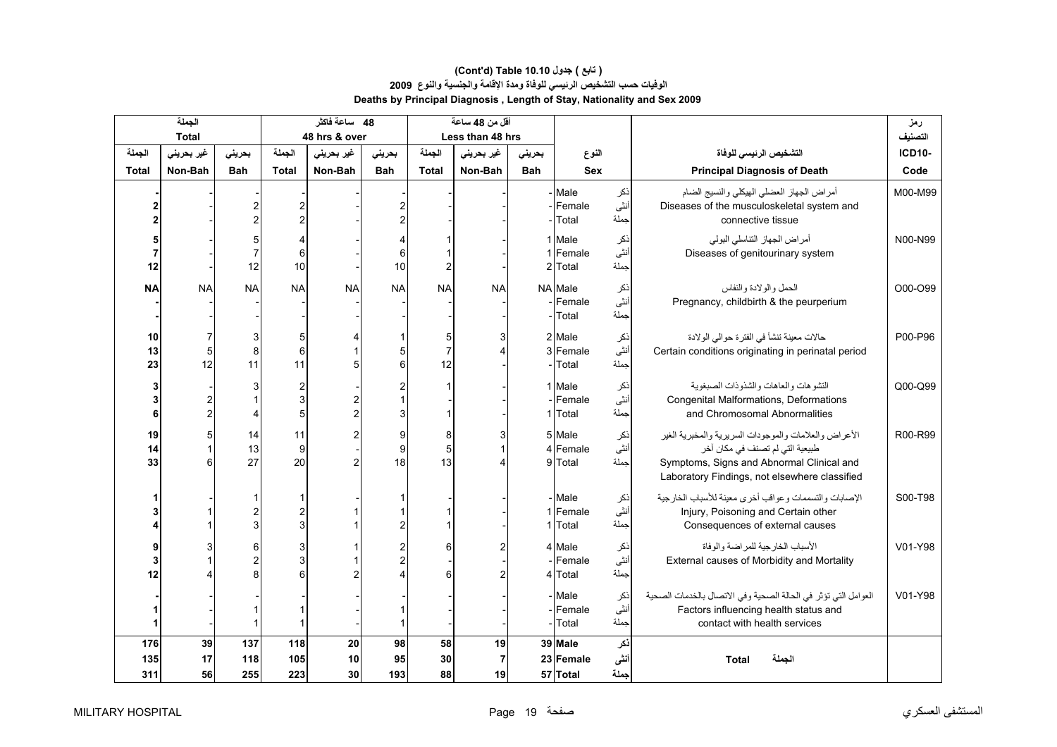**(Cont'd) Table 10.10 ( تابع ) جدول**

**الوفيات حسب التشخيص الرئيسي للوفاة ومدة الإقامة والجنسية والنوع 2009**

**Deaths by Principal Diagnosis , Length of Stay, Nationality and Sex 2009**

| الجملة Total | | | 48 ساعة فاكثر 48 hrs & over | | | أقل من 48 ساعة Less than 48 hrs | | | | | | |
|---|---|---|---|---|---|---|---|---|---|---|---|---|
| الجملة Total | غير بحريني Non-Bah | بحريني Bah | الجملة Total | غير بحريني Non-Bah | بحريني Bah | الجملة Total | غير بحريني Non-Bah | بحريني Bah | Sex | النوع | التشخيص الرئيسي للوفاة Principal Diagnosis of Death | رمز التصنيف ICD10- Code |
| - | - | - | - | - | - | - | - | - | Male | ذكر | أمراض الجهاز العضلي الهيكلي والنسيج الضام Diseases of the musculoskeletal system and connective tissue | M00-M99 |
| 2 | - | 2 | 2 | - | 2 | - | - | - | Female | أنثى | | |
| 2 | - | 2 | 2 | - | 2 | - | - | - | Total | جملة | | |
| 5 | - | 5 | 4 | - | 4 | 1 | - | 1 | Male | ذكر | أمراض الجهاز التناسلي البولي Diseases of genitourinary system | N00-N99 |
| 7 | - | 7 | 6 | - | 6 | 1 | - | 1 | Female | أنثى | | |
| 12 | - | 12 | 10 | - | 10 | 2 | - | 2 | Total | جملة | | |
| NA | NA | NA | NA | NA | NA | NA | NA | NA | Male | ذكر | الحمل والولادة والنفاس Pregnancy, childbirth & the peurperium | O00-O99 |
| - | - | - | - | - | - | - | - | - | Female | أنثى | | |
| - | - | - | - | - | - | - | - | - | Total | جملة | | |
| 10 | 7 | 3 | 5 | 4 | 1 | 5 | 3 | 2 | Male | ذكر | حالات معينة تنشأ في الفترة حوالي الولادة Certain conditions originating in perinatal period | P00-P96 |
| 13 | 5 | 8 | 6 | 1 | 5 | 7 | 4 | 3 | Female | أنثى | | |
| 23 | 12 | 11 | 11 | 5 | 6 | 12 | - | - | Total | جملة | | |
| 3 | - | 3 | 2 | - | 2 | 1 | - | 1 | Male | ذكر | التشوهات والعاهات والشذوذات الصبغوية Congenital Malformations, Deformations and Chromosomal Abnormalities | Q00-Q99 |
| 3 | 2 | 1 | 3 | 2 | 1 | - | - | - | Female | أنثى | | |
| 6 | 2 | 4 | 5 | 2 | 3 | 1 | - | 1 | Total | جملة | | |
| 19 | 5 | 14 | 11 | 2 | 9 | 8 | 3 | 5 | Male | ذكر | الأعراض والعلامات والموجودات السريرية والمخبرية الغير طبيعية التي لم تصنف في مكان آخر Symptoms, Signs and Abnormal Clinical and Laboratory Findings, not elsewhere classified | R00-R99 |
| 14 | 1 | 13 | 9 | - | 9 | 5 | 1 | 4 | Female | أنثى | | |
| 33 | 6 | 27 | 20 | 2 | 18 | 13 | 4 | 9 | Total | جملة | | |
| 1 | - | 1 | 1 | - | 1 | - | - | - | Male | ذكر | الإصابات والتسممات وعواقب أخرى معينة للأسباب الخارجية Injury, Poisoning and Certain other Consequences of external causes | S00-T98 |
| 3 | 1 | 2 | 2 | 1 | 1 | 1 | - | 1 | Female | أنثى | | |
| 4 | 1 | 3 | 3 | 1 | 2 | 1 | - | 1 | Total | جملة | | |
| 9 | 3 | 6 | 3 | 1 | 2 | 6 | 2 | 4 | Male | ذكر | الأسباب الخارجية للمراضة والوفاة External causes of Morbidity and Mortality | V01-Y98 |
| 3 | 1 | 2 | 3 | 1 | 2 | - | - | - | Female | أنثى | | |
| 12 | 4 | 8 | 6 | 2 | 4 | 6 | 2 | 4 | Total | جملة | | |
| - | - | - | - | - | - | - | - | - | Male | ذكر | العوامل التي تؤثر في الحالة الصحية وفي الاتصال بالخدمات الصحية Factors influencing health status and contact with health services | V01-Y98 |
| 1 | - | 1 | 1 | - | 1 | - | - | - | Female | أنثى | | |
| 1 | - | 1 | 1 | - | 1 | - | - | - | Total | جملة | | |
| **176** | **39** | **137** | **118** | **20** | **98** | **58** | **19** | **39** | **Male** | **ذكر** | **Total الجملة** | |
| **135** | **17** | **118** | **105** | **10** | **95** | **30** | **7** | **23** | **Female** | **أنثى** | | |
| **311** | **56** | **255** | **223** | **30** | **193** | **88** | **19** | **57** | **Total** | **جملة** | | |

MILITARY HOSPITAL المستشفى العسكري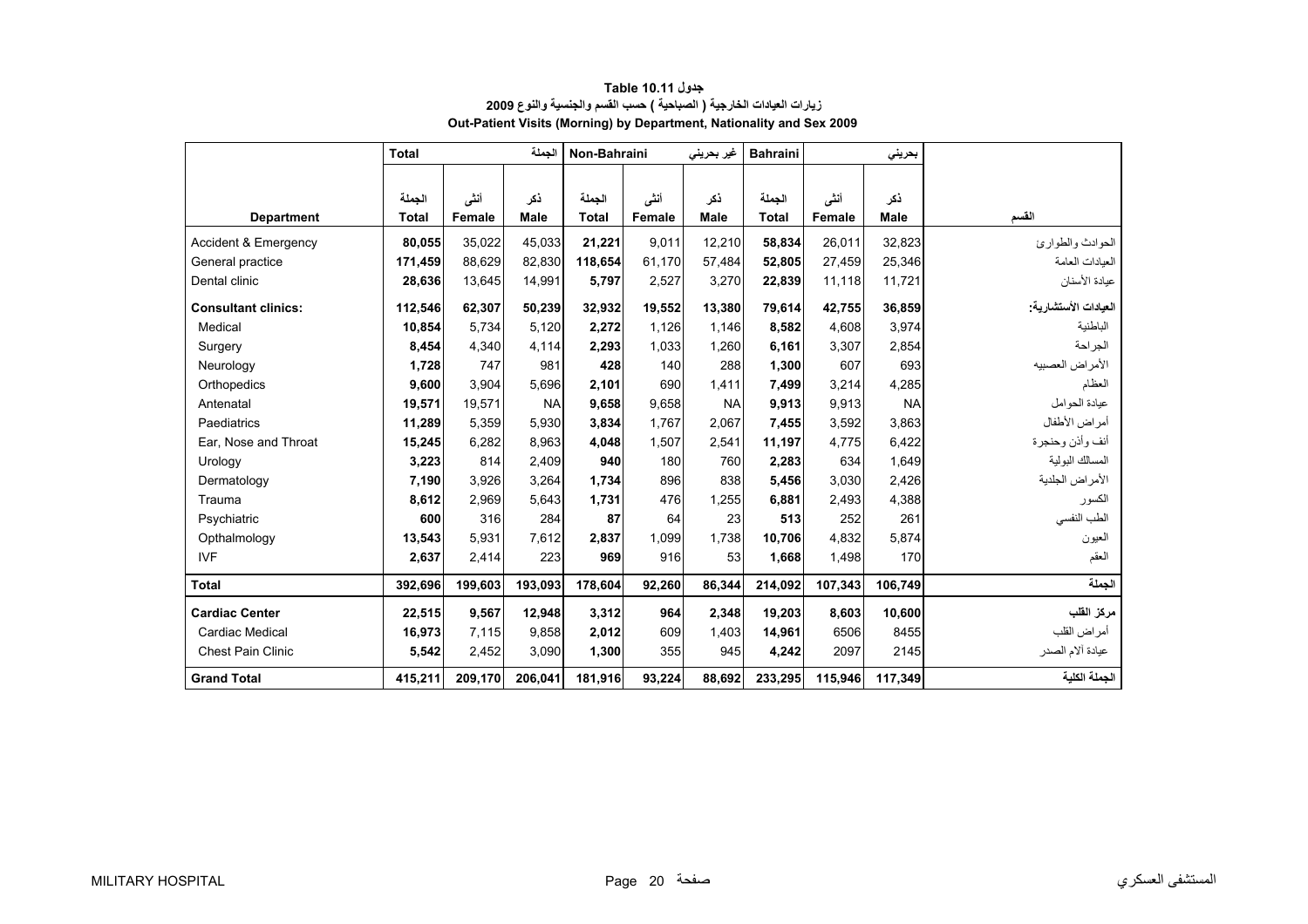**جدول Table 10.11**

**زيارات العيادات الخارجية ( الصباحية ) حسب القسم والجنسية والنوع 2009**

**Out-Patient Visits (Morning) by Department, Nationality and Sex 2009**

| | Total | | الجملة | Non-Bahraini | | غير بحريني | Bahraini | | بحريني | |
|---|---|---|---|---|---|---|---|---|---|---|
| **Department** | الجملة **Total** | أنثى **Female** | ذكر **Male** | الجملة **Total** | أنثى **Female** | ذكر **Male** | الجملة **Total** | أنثى **Female** | ذكر **Male** | **القسم** |
| Accident & Emergency | **80,055** | 35,022 | 45,033 | **21,221** | 9,011 | 12,210 | **58,834** | 26,011 | 32,823 | الحوادث والطوارئ |
| General practice | **171,459** | 88,629 | 82,830 | **118,654** | 61,170 | 57,484 | **52,805** | 27,459 | 25,346 | العيادات العامة |
| Dental clinic | **28,636** | 13,645 | 14,991 | **5,797** | 2,527 | 3,270 | **22,839** | 11,118 | 11,721 | عيادة الأسنان |
| **Consultant clinics:** | **112,546** | **62,307** | **50,239** | **32,932** | **19,552** | **13,380** | **79,614** | **42,755** | **36,859** | **العيادات الأستشارية:** |
| Medical | **10,854** | 5,734 | 5,120 | **2,272** | 1,126 | 1,146 | **8,582** | 4,608 | 3,974 | الباطنية |
| Surgery | **8,454** | 4,340 | 4,114 | **2,293** | 1,033 | 1,260 | **6,161** | 3,307 | 2,854 | الجراحة |
| Neurology | **1,728** | 747 | 981 | **428** | 140 | 288 | **1,300** | 607 | 693 | الأمراض العصبيه |
| Orthopedics | **9,600** | 3,904 | 5,696 | **2,101** | 690 | 1,411 | **7,499** | 3,214 | 4,285 | العظام |
| Antenatal | **19,571** | 19,571 | NA | **9,658** | 9,658 | NA | **9,913** | 9,913 | NA | عيادة الحوامل |
| Paediatrics | **11,289** | 5,359 | 5,930 | **3,834** | 1,767 | 2,067 | **7,455** | 3,592 | 3,863 | أمراض الأطفال |
| Ear, Nose and Throat | **15,245** | 6,282 | 8,963 | **4,048** | 1,507 | 2,541 | **11,197** | 4,775 | 6,422 | أنف وأذن وحنجرة |
| Urology | **3,223** | 814 | 2,409 | **940** | 180 | 760 | **2,283** | 634 | 1,649 | المسالك البولية |
| Dermatology | **7,190** | 3,926 | 3,264 | **1,734** | 896 | 838 | **5,456** | 3,030 | 2,426 | الأمراض الجلدية |
| Trauma | **8,612** | 2,969 | 5,643 | **1,731** | 476 | 1,255 | **6,881** | 2,493 | 4,388 | الكسور |
| Psychiatric | **600** | 316 | 284 | **87** | 64 | 23 | **513** | 252 | 261 | الطب النفسي |
| Opthalmology | **13,543** | 5,931 | 7,612 | **2,837** | 1,099 | 1,738 | **10,706** | 4,832 | 5,874 | العيون |
| IVF | **2,637** | 2,414 | 223 | **969** | 916 | 53 | **1,668** | 1,498 | 170 | العقم |
| **Total** | **392,696** | **199,603** | **193,093** | **178,604** | **92,260** | **86,344** | **214,092** | **107,343** | **106,749** | **الجملة** |
| **Cardiac Center** | **22,515** | **9,567** | **12,948** | **3,312** | **964** | **2,348** | **19,203** | **8,603** | **10,600** | **مركز القلب** |
| Cardiac Medical | **16,973** | 7,115 | 9,858 | **2,012** | 609 | 1,403 | **14,961** | 6506 | 8455 | أمراض القلب |
| Chest Pain Clinic | **5,542** | 2,452 | 3,090 | **1,300** | 355 | 945 | **4,242** | 2097 | 2145 | عيادة آلام الصدر |
| **Grand Total** | **415,211** | **209,170** | **206,041** | **181,916** | **93,224** | **88,692** | **233,295** | **115,946** | **117,349** | **الجملة الكلية** |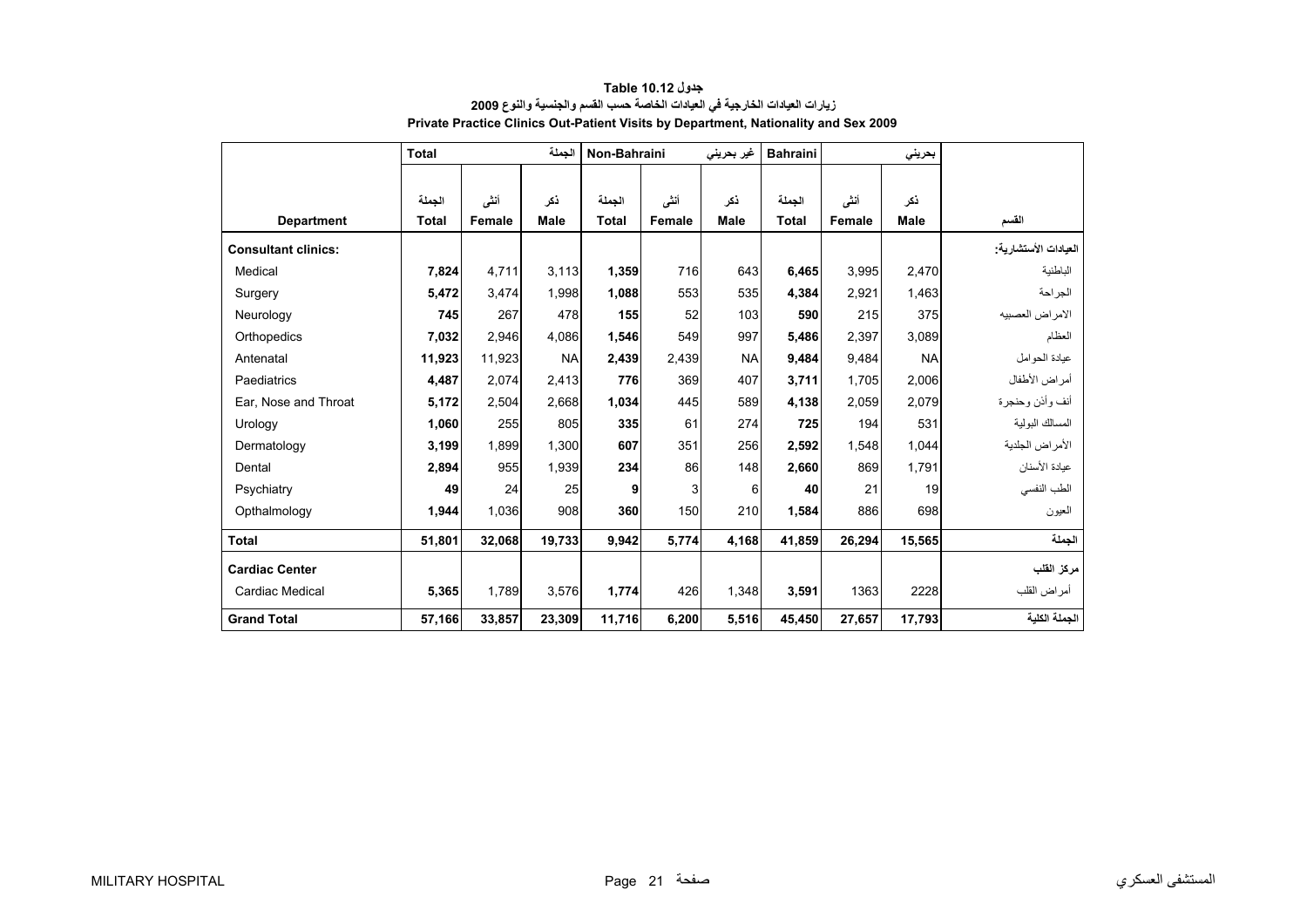**جدول 10.12 Table**

**زيارات العيادات الخارجية في العيادات الخاصة حسب القسم والجنسية والنوع 2009**

**Private Practice Clinics Out-Patient Visits by Department, Nationality and Sex 2009**

| | Total | | الجملة | Non-Bahraini | | غير بحريني | Bahraini | | بحريني | |
|---|---|---|---|---|---|---|---|---|---|---|
| **Department** | الجملة **Total** | أنثى **Female** | ذكر **Male** | الجملة **Total** | أنثى **Female** | ذكر **Male** | الجملة **Total** | أنثى **Female** | ذكر **Male** | القسم |
| **Consultant clinics:** | | | | | | | | | | العيادات الأستشارية: |
| Medical | **7,824** | 4,711 | 3,113 | **1,359** | 716 | 643 | **6,465** | 3,995 | 2,470 | الباطنية |
| Surgery | **5,472** | 3,474 | 1,998 | **1,088** | 553 | 535 | **4,384** | 2,921 | 1,463 | الجراحة |
| Neurology | **745** | 267 | 478 | **155** | 52 | 103 | **590** | 215 | 375 | الامراض العصبيه |
| Orthopedics | **7,032** | 2,946 | 4,086 | **1,546** | 549 | 997 | **5,486** | 2,397 | 3,089 | العظام |
| Antenatal | **11,923** | 11,923 | NA | **2,439** | 2,439 | NA | **9,484** | 9,484 | NA | عيادة الحوامل |
| Paediatrics | **4,487** | 2,074 | 2,413 | **776** | 369 | 407 | **3,711** | 1,705 | 2,006 | أمراض الأطفال |
| Ear, Nose and Throat | **5,172** | 2,504 | 2,668 | **1,034** | 445 | 589 | **4,138** | 2,059 | 2,079 | أنف وأذن وحنجرة |
| Urology | **1,060** | 255 | 805 | **335** | 61 | 274 | **725** | 194 | 531 | المسالك البولية |
| Dermatology | **3,199** | 1,899 | 1,300 | **607** | 351 | 256 | **2,592** | 1,548 | 1,044 | الأمراض الجلدية |
| Dental | **2,894** | 955 | 1,939 | **234** | 86 | 148 | **2,660** | 869 | 1,791 | عيادة الأسنان |
| Psychiatry | **49** | 24 | 25 | **9** | 3 | 6 | **40** | 21 | 19 | الطب النفسي |
| Opthalmology | **1,944** | 1,036 | 908 | **360** | 150 | 210 | **1,584** | 886 | 698 | العيون |
| **Total** | **51,801** | **32,068** | **19,733** | **9,942** | **5,774** | **4,168** | **41,859** | **26,294** | **15,565** | **الجملة** |
| **Cardiac Center** | | | | | | | | | | **مركز القلب** |
| Cardiac Medical | **5,365** | 1,789 | 3,576 | **1,774** | 426 | 1,348 | **3,591** | 1363 | 2228 | أمراض القلب |
| **Grand Total** | **57,166** | **33,857** | **23,309** | **11,716** | **6,200** | **5,516** | **45,450** | **27,657** | **17,793** | **الجملة الكلية** |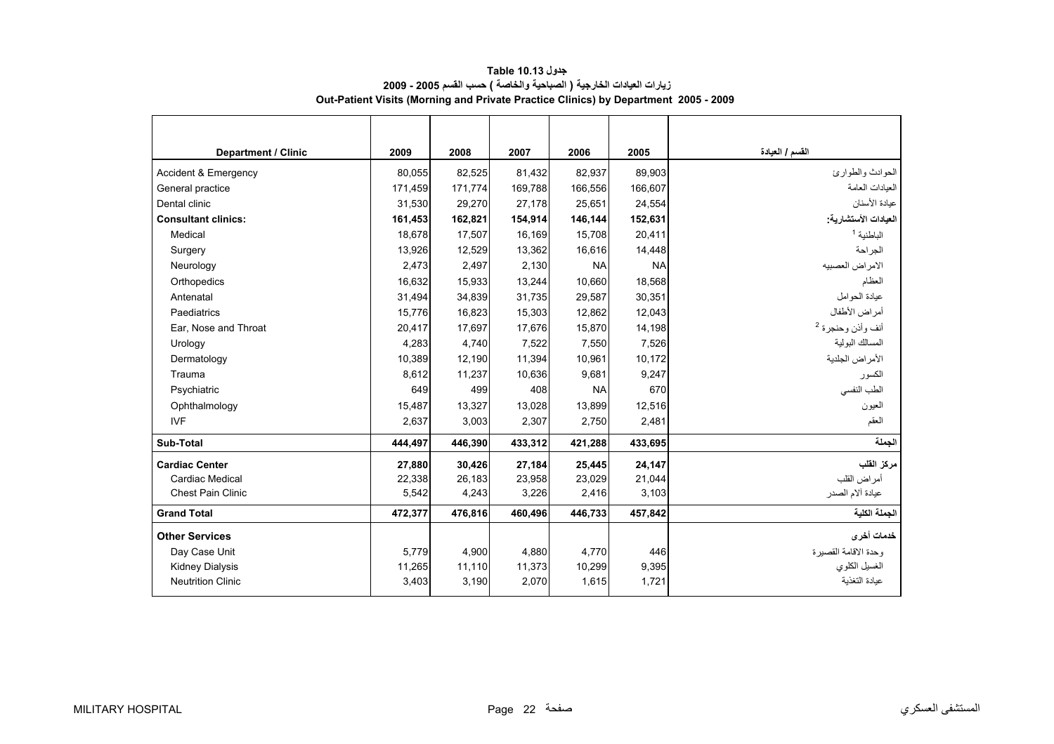**جدول 10.13 Table**

**زيارات العيادات الخارجية ( الصباحية والخاصة ) حسب القسم 2005 - 2009**

**Out-Patient Visits (Morning and Private Practice Clinics) by Department 2005 - 2009**

| Department / Clinic | 2009 | 2008 | 2007 | 2006 | 2005 | القسم / العيادة |
|---|---|---|---|---|---|---|
| Accident & Emergency | 80,055 | 82,525 | 81,432 | 82,937 | 89,903 | الحوادث والطوارئ |
| General practice | 171,459 | 171,774 | 169,788 | 166,556 | 166,607 | العيادات العامة |
| Dental clinic | 31,530 | 29,270 | 27,178 | 25,651 | 24,554 | عيادة الأسنان |
| **Consultant clinics:** | **161,453** | **162,821** | **154,914** | **146,144** | **152,631** | **العيادات الأستشارية:** |
| Medical | 18,678 | 17,507 | 16,169 | 15,708 | 20,411 | الباطنية [1] |
| Surgery | 13,926 | 12,529 | 13,362 | 16,616 | 14,448 | الجراحة |
| Neurology | 2,473 | 2,497 | 2,130 | NA | NA | الامراض العصبيه |
| Orthopedics | 16,632 | 15,933 | 13,244 | 10,660 | 18,568 | العظام |
| Antenatal | 31,494 | 34,839 | 31,735 | 29,587 | 30,351 | عيادة الحوامل |
| Paediatrics | 15,776 | 16,823 | 15,303 | 12,862 | 12,043 | أمراض الأطفال |
| Ear, Nose and Throat | 20,417 | 17,697 | 17,676 | 15,870 | 14,198 | أنف وأذن وحنجرة [2] |
| Urology | 4,283 | 4,740 | 7,522 | 7,550 | 7,526 | المسالك البولية |
| Dermatology | 10,389 | 12,190 | 11,394 | 10,961 | 10,172 | الأمراض الجلدية |
| Trauma | 8,612 | 11,237 | 10,636 | 9,681 | 9,247 | الكسور |
| Psychiatric | 649 | 499 | 408 | NA | 670 | الطب النفسي |
| Ophthalmology | 15,487 | 13,327 | 13,028 | 13,899 | 12,516 | العيون |
| IVF | 2,637 | 3,003 | 2,307 | 2,750 | 2,481 | العقم |
| **Sub-Total** | **444,497** | **446,390** | **433,312** | **421,288** | **433,695** | **الجملة** |
| **Cardiac Center** | **27,880** | **30,426** | **27,184** | **25,445** | **24,147** | **مركز القلب** |
| Cardiac Medical | 22,338 | 26,183 | 23,958 | 23,029 | 21,044 | أمراض القلب |
| Chest Pain Clinic | 5,542 | 4,243 | 3,226 | 2,416 | 3,103 | عيادة آلام الصدر |
| **Grand Total** | **472,377** | **476,816** | **460,496** | **446,733** | **457,842** | **الجملة الكلية** |
| **Other Services** | | | | | | **خدمات أخرى** |
| Day Case Unit | 5,779 | 4,900 | 4,880 | 4,770 | 446 | وحدة الاقامة القصيرة |
| Kidney Dialysis | 11,265 | 11,110 | 11,373 | 10,299 | 9,395 | الغسيل الكلوي |
| Neutrition Clinic | 3,403 | 3,190 | 2,070 | 1,615 | 1,721 | عيادة التغذية |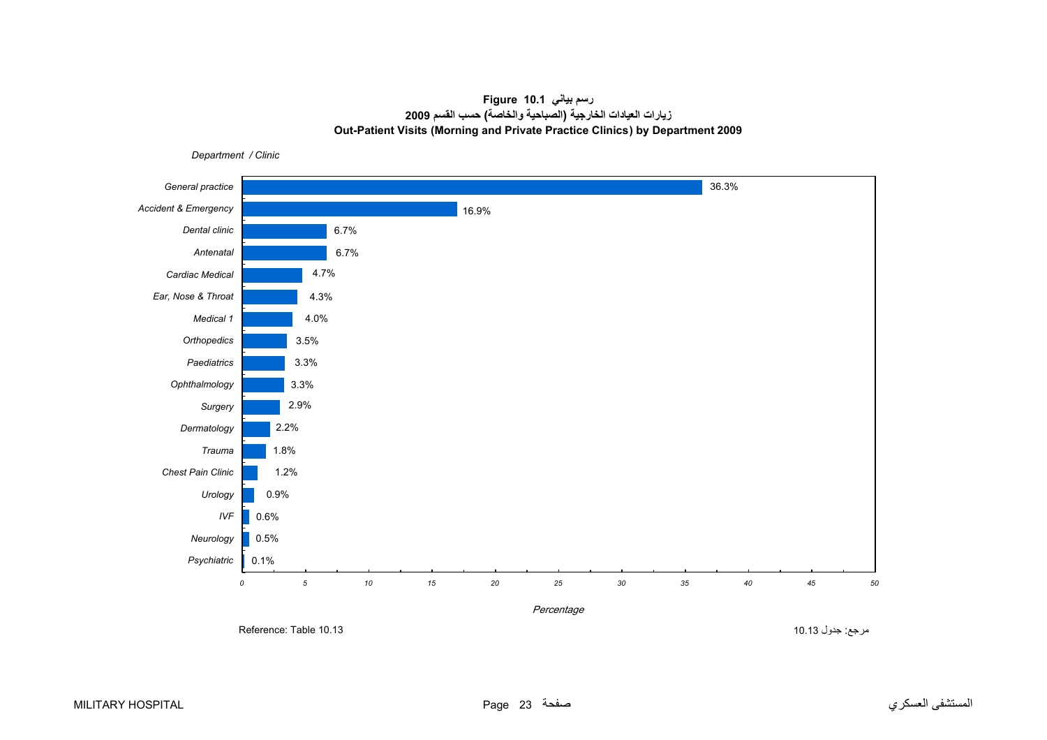**Figure 10.1 رسم بياني**

**زيارات العيادات الخارجية (الصباحية والخاصة) حسب القسم 2009**

**Out-Patient Visits (Morning and Private Practice Clinics) by Department 2009**

| Department / Clinic | Percentage |
|---|---|
| General practice | 36.3% |
| Accident & Emergency | 16.9% |
| Dental clinic | 6.7% |
| Antenatal | 6.7% |
| Cardiac Medical | 4.7% |
| Ear, Nose & Throat | 4.3% |
| Medical 1 | 4.0% |
| Orthopedics | 3.5% |
| Paediatrics | 3.3% |
| Ophthalmology | 3.3% |
| Surgery | 2.9% |
| Dermatology | 2.2% |
| Trauma | 1.8% |
| Chest Pain Clinic | 1.2% |
| Urology | 0.9% |
| IVF | 0.6% |
| Neurology | 0.5% |
| Psychiatric | 0.1% |

Reference: Table 10.13

مرجع: جدول 10.13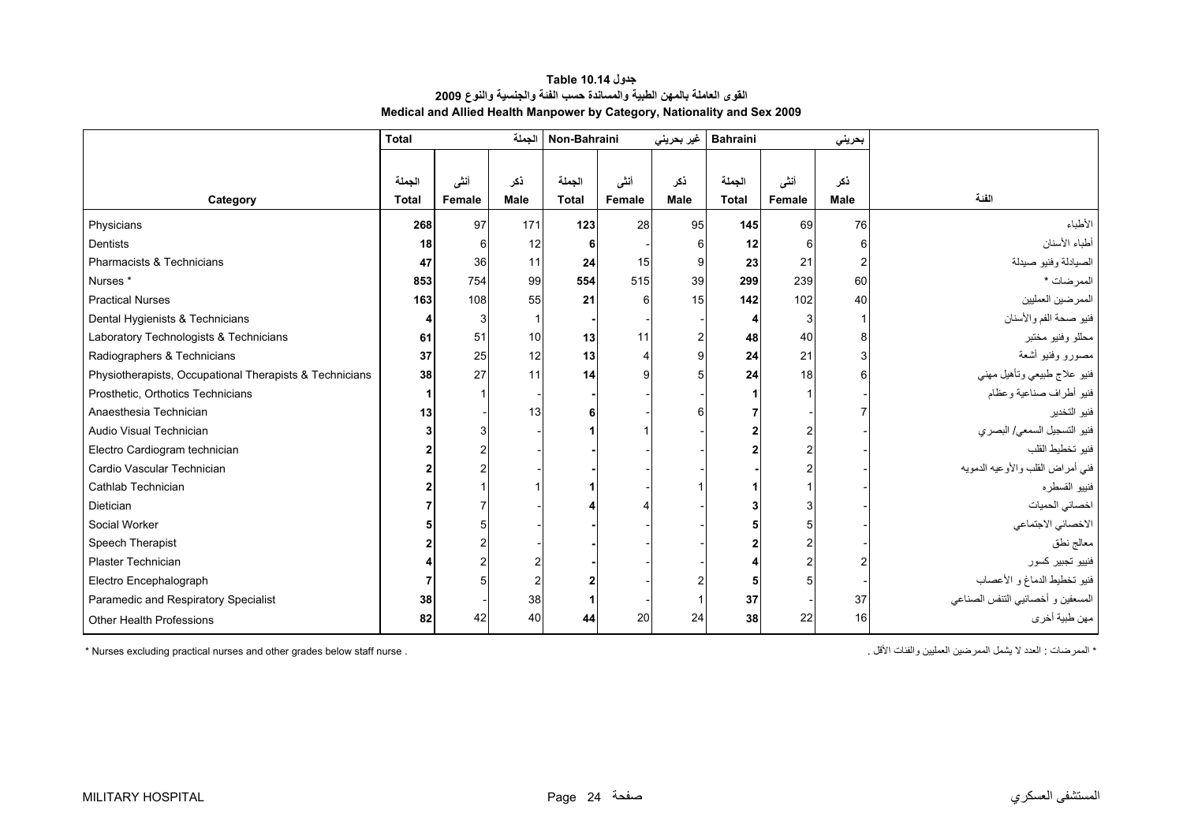**جدول 10.14 Table**

**القوى العاملة بالمهن الطبية والمساندة حسب الفئة والجنسية والنوع 2009**

**Medical and Allied Health Manpower by Category, Nationality and Sex 2009**

| | Total | | الجملة | Non-Bahraini | | غير بحريني | Bahraini | | بحريني | |
|---|---|---|---|---|---|---|---|---|---|---|
| Category | الجملة Total | أنثى Female | ذكر Male | الجملة Total | أنثى Female | ذكر Male | الجملة Total | أنثى Female | ذكر Male | الفئة |
| Physicians | **268** | 97 | 171 | **123** | 28 | 95 | **145** | 69 | 76 | الأطباء |
| Dentists | **18** | 6 | 12 | **6** | - | 6 | **12** | 6 | 6 | أطباء الأسنان |
| Pharmacists & Technicians | **47** | 36 | 11 | **24** | 15 | 9 | **23** | 21 | 2 | الصيادلة وفنيو صيدلة |
| Nurses * | **853** | 754 | 99 | **554** | 515 | 39 | **299** | 239 | 60 | الممرضات * |
| Practical Nurses | **163** | 108 | 55 | **21** | 6 | 15 | **142** | 102 | 40 | الممرضين العمليين |
| Dental Hygienists & Technicians | **4** | 3 | 1 | **-** | - | - | **4** | 3 | 1 | فنيو صحة الفم والأسنان |
| Laboratory Technologists & Technicians | **61** | 51 | 10 | **13** | 11 | 2 | **48** | 40 | 8 | محللو وفنيو مختبر |
| Radiographers & Technicians | **37** | 25 | 12 | **13** | 4 | 9 | **24** | 21 | 3 | مصورو وفنيو أشعة |
| Physiotherapists, Occupational Therapists & Technicians | **38** | 27 | 11 | **14** | 9 | 5 | **24** | 18 | 6 | فنيو علاج طبيعي وتأهيل مهني |
| Prosthetic, Orthotics Technicians | **1** | 1 | - | **-** | - | - | **1** | 1 | - | فنيو أطراف صناعية وعظام |
| Anaesthesia Technician | **13** | - | 13 | **6** | - | 6 | **7** | - | 7 | فنيو التخدير |
| Audio Visual Technician | **3** | 3 | - | **1** | 1 | - | **2** | 2 | - | فنيو التسجيل السمعي/ البصري |
| Electro Cardiogram technician | **2** | 2 | - | **-** | - | - | **2** | 2 | - | فنيو تخطيط القلب |
| Cardio Vascular Technician | **2** | 2 | - | **-** | - | - | **-** | 2 | - | فني أمراض القلب والأوعيه الدمويه |
| Cathlab Technician | **2** | 1 | 1 | **1** | - | 1 | **1** | 1 | - | فنييو القسطره |
| Dietician | **7** | 7 | - | **4** | 4 | - | **3** | 3 | - | اخصائي الحميات |
| Social Worker | **5** | 5 | - | **-** | - | - | **5** | 5 | - | الاخصائي الاجتماعي |
| Speech Therapist | **2** | 2 | - | **-** | - | - | **2** | 2 | - | معالج نطق |
| Plaster Technician | **4** | 2 | 2 | **-** | - | - | **4** | 2 | 2 | فنييو تجبير كسور |
| Electro Encephalograph | **7** | 5 | 2 | **2** | - | 2 | **5** | 5 | - | فنيو تخطيط الدماغ و الأعصاب |
| Paramedic and Respiratory Specialist | **38** | - | 38 | **1** | - | 1 | **37** | - | 37 | المسعفين و أخصائيي التنفس الصناعي |
| Other Health Professions | **82** | 42 | 40 | **44** | 20 | 24 | **38** | 22 | 16 | مهن طبية أخرى |

* Nurses excluding practical nurses and other grades below staff nurse .

* الممرضات : العدد لا يشمل الممرضين العمليين والفئات الأقل .

MILITARY HOSPITAL — المستشفى العسكري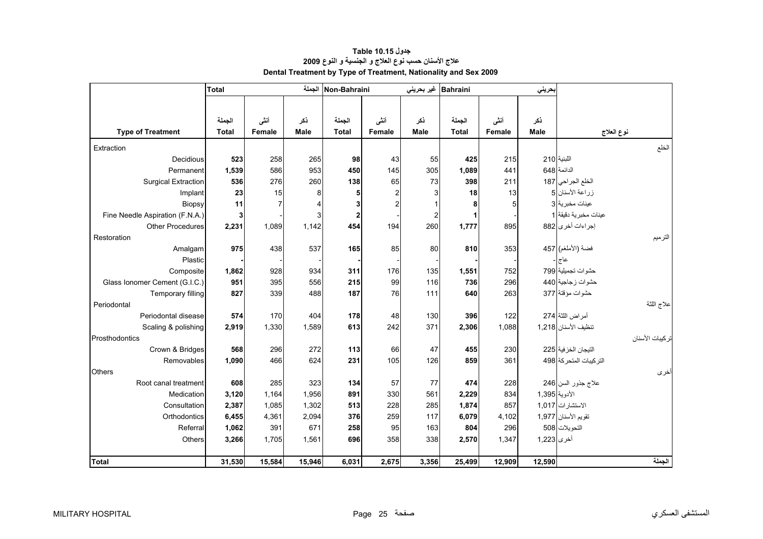# جدول 10.15 Table

## علاج الأسنان حسب نوع العلاج و الجنسية و النوع 2009

## Dental Treatment by Type of Treatment, Nationality and Sex 2009

| | Total | | الجملة | Non-Bahraini | | غير بحريني | Bahraini | | بحريني | |
|---|---|---|---|---|---|---|---|---|---|---|
| **Type of Treatment** | الجملة **Total** | أنثى **Female** | ذكر **Male** | الجملة **Total** | أنثى **Female** | ذكر **Male** | الجملة **Total** | أنثى **Female** | ذكر **Male** | **نوع العلاج** |
| Extraction | | | | | | | | | | الخلع |
| Decidious | **523** | 258 | 265 | **98** | 43 | 55 | **425** | 215 | 210 | اللبنية |
| Permanent | **1,539** | 586 | 953 | **450** | 145 | 305 | **1,089** | 441 | 648 | الدائمة |
| Surgical Extraction | **536** | 276 | 260 | **138** | 65 | 73 | **398** | 211 | 187 | الخلع الجراحي |
| Implant | **23** | 15 | 8 | **5** | 2 | 3 | **18** | 13 | 5 | زراعة الأسنان |
| Biopsy | **11** | 7 | 4 | **3** | 2 | 1 | **8** | 5 | 3 | عينات مخبرية |
| Fine Needle Aspiration (F.N.A.) | **3** | - | 3 | **2** | - | 2 | **1** | - | 1 | عينات مخبرية دقيقة |
| Other Procedures | **2,231** | 1,089 | 1,142 | **454** | 194 | 260 | **1,777** | 895 | 882 | إجراءات أخرى |
| Restoration | | | | | | | | | | الترميم |
| Amalgam | **975** | 438 | 537 | **165** | 85 | 80 | **810** | 353 | 457 | فضة (الأملغم) |
| Plastic | **-** | - | - | **-** | - | - | **-** | - | - | عاج |
| Composite | **1,862** | 928 | 934 | **311** | 176 | 135 | **1,551** | 752 | 799 | حشوات تجميلية |
| Glass Ionomer Cement (G.I.C.) | **951** | 395 | 556 | **215** | 99 | 116 | **736** | 296 | 440 | حشوات زجاجية |
| Temporary filling | **827** | 339 | 488 | **187** | 76 | 111 | **640** | 263 | 377 | حشوات مؤقتة |
| Periodontal | | | | | | | | | | علاج اللثة |
| Periodontal disease | **574** | 170 | 404 | **178** | 48 | 130 | **396** | 122 | 274 | أمراض اللثة |
| Scaling & polishing | **2,919** | 1,330 | 1,589 | **613** | 242 | 371 | **2,306** | 1,088 | 1,218 | تنظيف الأسنان |
| Prosthodontics | | | | | | | | | | تركيبات الأسنان |
| Crown & Bridges | **568** | 296 | 272 | **113** | 66 | 47 | **455** | 230 | 225 | التيجان الخزفية |
| Removables | **1,090** | 466 | 624 | **231** | 105 | 126 | **859** | 361 | 498 | التركيبات المتحركة |
| Others | | | | | | | | | | أخرى |
| Root canal treatment | **608** | 285 | 323 | **134** | 57 | 77 | **474** | 228 | 246 | علاج جذور السن |
| Medication | **3,120** | 1,164 | 1,956 | **891** | 330 | 561 | **2,229** | 834 | 1,395 | الأدوية |
| Consultation | **2,387** | 1,085 | 1,302 | **513** | 228 | 285 | **1,874** | 857 | 1,017 | الاستشارات |
| Orthodontics | **6,455** | 4,361 | 2,094 | **376** | 259 | 117 | **6,079** | 4,102 | 1,977 | تقويم الأسنان |
| Referral | **1,062** | 391 | 671 | **258** | 95 | 163 | **804** | 296 | 508 | التحويلات |
| Others | **3,266** | 1,705 | 1,561 | **696** | 358 | 338 | **2,570** | 1,347 | 1,223 | أخرى |
| **Total** | **31,530** | **15,584** | **15,946** | **6,031** | **2,675** | **3,356** | **25,499** | **12,909** | **12,590** | **الجملة** |

MILITARY HOSPITAL المستشفى العسكري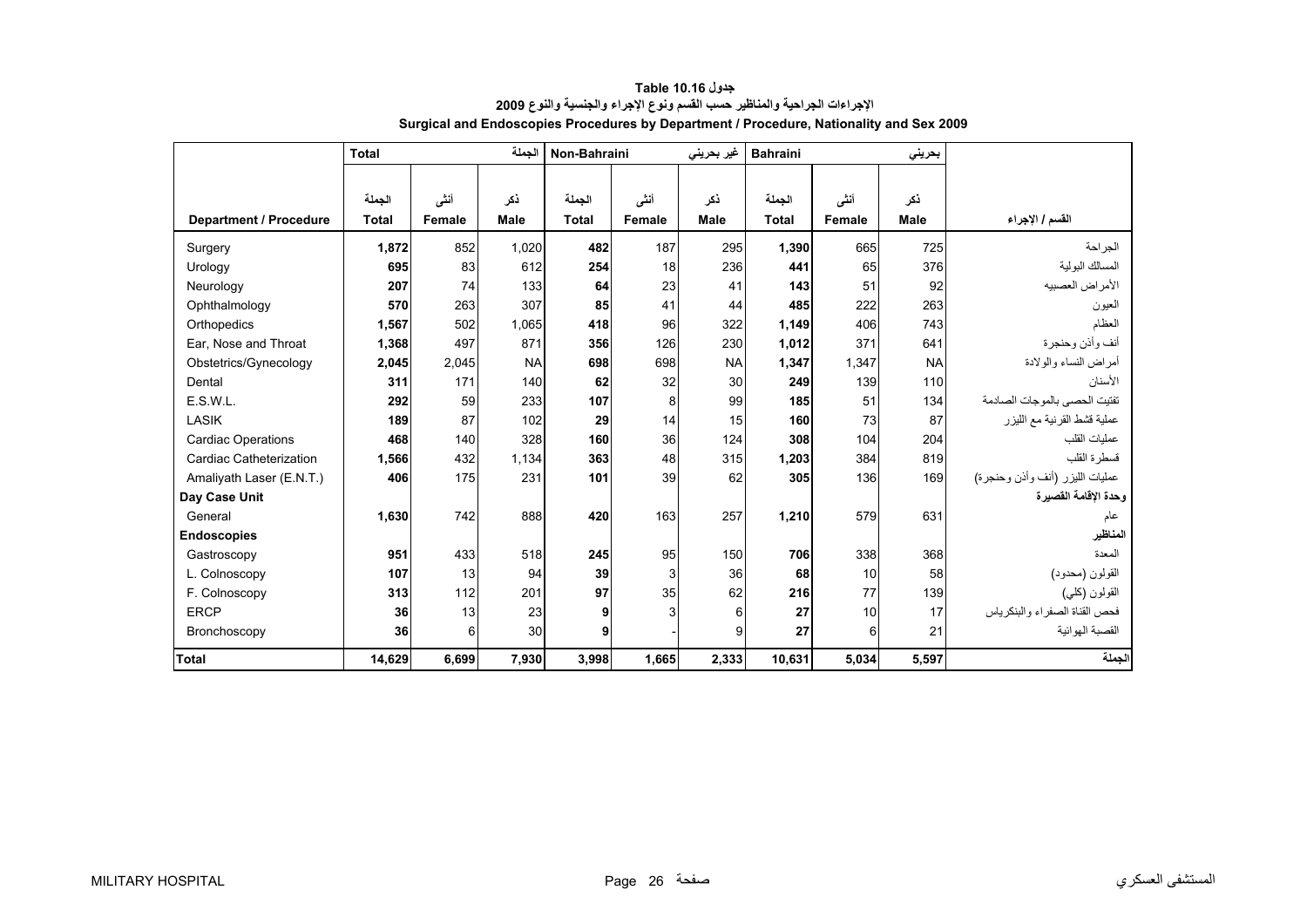**جدول Table 10.16**

**الإجراءات الجراحية والمناظير حسب القسم ونوع الإجراء والجنسية والنوع 2009**

**Surgical and Endoscopies Procedures by Department / Procedure, Nationality and Sex 2009**

| | Total | | الجملة | Non-Bahraini | | غير بحريني | Bahraini | | بحريني | |
|---|---|---|---|---|---|---|---|---|---|---|
| | الجملة | أنثى | ذكر | الجملة | أنثى | ذكر | الجملة | أنثى | ذكر | |
| **Department / Procedure** | **Total** | **Female** | **Male** | **Total** | **Female** | **Male** | **Total** | **Female** | **Male** | **القسم / الإجراء** |
| Surgery | **1,872** | 852 | 1,020 | **482** | 187 | 295 | **1,390** | 665 | 725 | الجراحة |
| Urology | **695** | 83 | 612 | **254** | 18 | 236 | **441** | 65 | 376 | المسالك البولية |
| Neurology | **207** | 74 | 133 | **64** | 23 | 41 | **143** | 51 | 92 | الأمراض العصبيه |
| Ophthalmology | **570** | 263 | 307 | **85** | 41 | 44 | **485** | 222 | 263 | العيون |
| Orthopedics | **1,567** | 502 | 1,065 | **418** | 96 | 322 | **1,149** | 406 | 743 | العظام |
| Ear, Nose and Throat | **1,368** | 497 | 871 | **356** | 126 | 230 | **1,012** | 371 | 641 | أنف وأذن وحنجرة |
| Obstetrics/Gynecology | **2,045** | 2,045 | NA | **698** | 698 | NA | **1,347** | 1,347 | NA | أمراض النساء والولادة |
| Dental | **311** | 171 | 140 | **62** | 32 | 30 | **249** | 139 | 110 | الأسنان |
| E.S.W.L. | **292** | 59 | 233 | **107** | 8 | 99 | **185** | 51 | 134 | تفتيت الحصى بالموجات الصادمة |
| LASIK | **189** | 87 | 102 | **29** | 14 | 15 | **160** | 73 | 87 | عملية قشط القرنية مع الليزر |
| Cardiac Operations | **468** | 140 | 328 | **160** | 36 | 124 | **308** | 104 | 204 | عمليات القلب |
| Cardiac Catheterization | **1,566** | 432 | 1,134 | **363** | 48 | 315 | **1,203** | 384 | 819 | قسطرة القلب |
| Amaliyath Laser (E.N.T.) | **406** | 175 | 231 | **101** | 39 | 62 | **305** | 136 | 169 | عمليات الليزر (أنف وأذن وحنجرة) |
| **Day Case Unit** | | | | | | | | | | **وحدة الإقامة القصيرة** |
| General | **1,630** | 742 | 888 | **420** | 163 | 257 | **1,210** | 579 | 631 | عام |
| **Endoscopies** | | | | | | | | | | **المناظير** |
| Gastroscopy | **951** | 433 | 518 | **245** | 95 | 150 | **706** | 338 | 368 | المعدة |
| L. Colnoscopy | **107** | 13 | 94 | **39** | 3 | 36 | **68** | 10 | 58 | القولون (محدود) |
| F. Colnoscopy | **313** | 112 | 201 | **97** | 35 | 62 | **216** | 77 | 139 | القولون (كلي) |
| ERCP | **36** | 13 | 23 | **9** | 3 | 6 | **27** | 10 | 17 | فحص القناة الصفراء والبنكرياس |
| Bronchoscopy | **36** | 6 | 30 | **9** | - | 9 | **27** | 6 | 21 | القصبة الهوائية |
| **Total** | **14,629** | **6,699** | **7,930** | **3,998** | **1,665** | **2,333** | **10,631** | **5,034** | **5,597** | **الجملة** |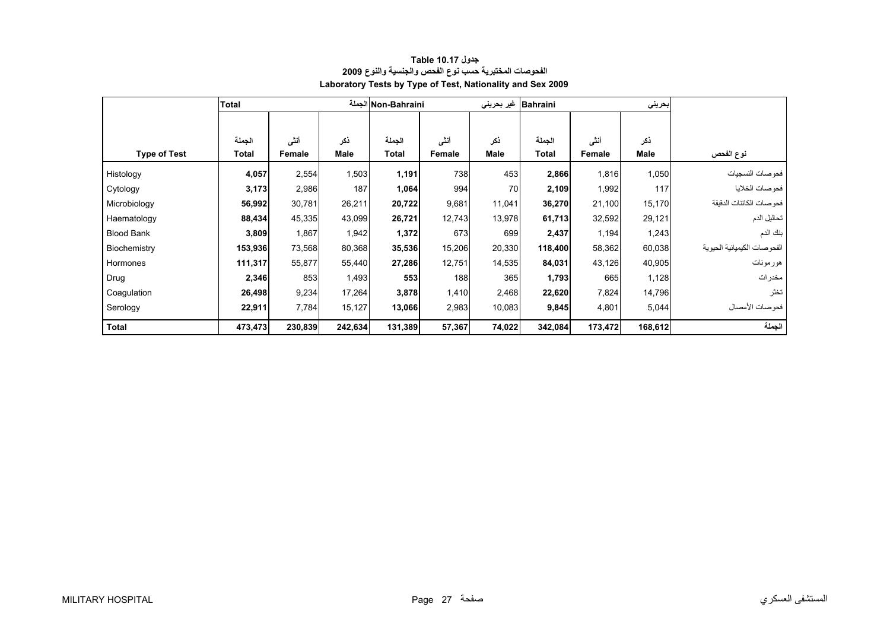**جدول Table 10.17**

**الفحوصات المختبرية حسب نوع الفحص والجنسية والنوع 2009**

**Laboratory Tests by Type of Test, Nationality and Sex 2009**

| | Total | | الجملة | Non-Bahraini | | غير بحريني | Bahraini | | بحريني | |
|---|---|---|---|---|---|---|---|---|---|---|
| **Type of Test** | الجملة **Total** | أنثى **Female** | ذكر **Male** | الجملة **Total** | أنثى **Female** | ذكر **Male** | الجملة **Total** | أنثى **Female** | ذكر **Male** | **نوع الفحص** |
| Histology | **4,057** | 2,554 | 1,503 | **1,191** | 738 | 453 | **2,866** | 1,816 | 1,050 | فحوصات النسجيات |
| Cytology | **3,173** | 2,986 | 187 | **1,064** | 994 | 70 | **2,109** | 1,992 | 117 | فحوصات الخلايا |
| Microbiology | **56,992** | 30,781 | 26,211 | **20,722** | 9,681 | 11,041 | **36,270** | 21,100 | 15,170 | فحوصات الكائنات الدقيقة |
| Haematology | **88,434** | 45,335 | 43,099 | **26,721** | 12,743 | 13,978 | **61,713** | 32,592 | 29,121 | تحاليل الدم |
| Blood Bank | **3,809** | 1,867 | 1,942 | **1,372** | 673 | 699 | **2,437** | 1,194 | 1,243 | بنك الدم |
| Biochemistry | **153,936** | 73,568 | 80,368 | **35,536** | 15,206 | 20,330 | **118,400** | 58,362 | 60,038 | الفحوصات الكيميائية الحيوية |
| Hormones | **111,317** | 55,877 | 55,440 | **27,286** | 12,751 | 14,535 | **84,031** | 43,126 | 40,905 | هورمونات |
| Drug | **2,346** | 853 | 1,493 | **553** | 188 | 365 | **1,793** | 665 | 1,128 | مخدرات |
| Coagulation | **26,498** | 9,234 | 17,264 | **3,878** | 1,410 | 2,468 | **22,620** | 7,824 | 14,796 | تخثر |
| Serology | **22,911** | 7,784 | 15,127 | **13,066** | 2,983 | 10,083 | **9,845** | 4,801 | 5,044 | فحوصات الأمصال |
| **Total** | **473,473** | **230,839** | **242,634** | **131,389** | **57,367** | **74,022** | **342,084** | **173,472** | **168,612** | **الجملة** |

MILITARY HOSPITAL المستشفى العسكري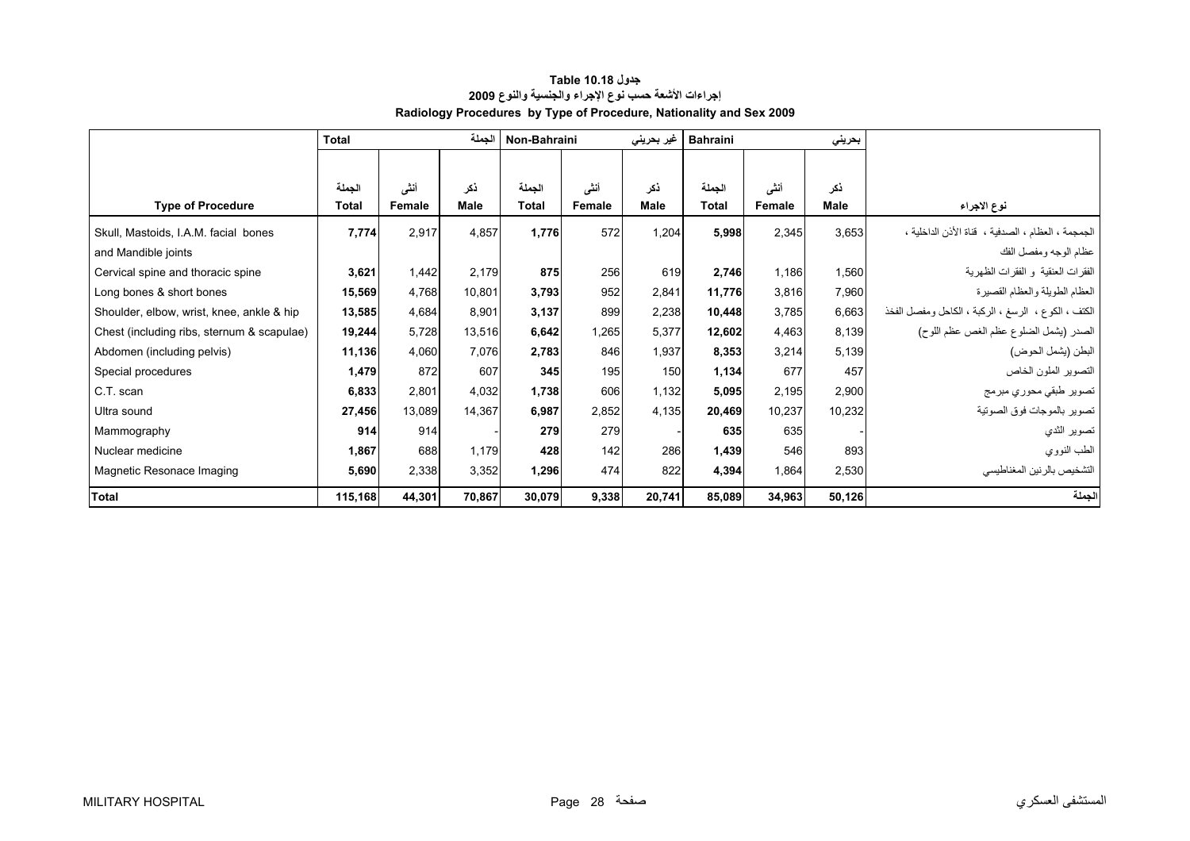**جدول Table 10.18**

**إجراءات الأشعة حسب نوع الإجراء والجنسية والنوع 2009**

**Radiology Procedures by Type of Procedure, Nationality and Sex 2009**

| | Total | | الجملة | Non-Bahraini | | غير بحريني | Bahraini | | بحريني | |
|---|---|---|---|---|---|---|---|---|---|---|
| **Type of Procedure** | **الجملة Total** | **أنثى Female** | **ذكر Male** | **الجملة Total** | **أنثى Female** | **ذكر Male** | **الجملة Total** | **أنثى Female** | **ذكر Male** | **نوع الاجراء** |
| Skull, Mastoids, I.A.M. facial bones and Mandible joints | **7,774** | 2,917 | 4,857 | **1,776** | 572 | 1,204 | **5,998** | 2,345 | 3,653 | الجمجمة ، العظام ، الصدفية ، قناة الأذن الداخلية ، عظام الوجه ومفصل الفك |
| Cervical spine and thoracic spine | **3,621** | 1,442 | 2,179 | **875** | 256 | 619 | **2,746** | 1,186 | 1,560 | الفقرات العنقية و الفقرات الظهرية |
| Long bones & short bones | **15,569** | 4,768 | 10,801 | **3,793** | 952 | 2,841 | **11,776** | 3,816 | 7,960 | العظام الطويلة والعظام القصيرة |
| Shoulder, elbow, wrist, knee, ankle & hip | **13,585** | 4,684 | 8,901 | **3,137** | 899 | 2,238 | **10,448** | 3,785 | 6,663 | الكتف ، الكوع ، الرسغ ، الركبة ، الكاحل ومفصل الفخذ |
| Chest (including ribs, sternum & scapulae) | **19,244** | 5,728 | 13,516 | **6,642** | 1,265 | 5,377 | **12,602** | 4,463 | 8,139 | الصدر (يشمل الضلوع عظم الغص عظم اللوح) |
| Abdomen (including pelvis) | **11,136** | 4,060 | 7,076 | **2,783** | 846 | 1,937 | **8,353** | 3,214 | 5,139 | البطن (يشمل الحوض) |
| Special procedures | **1,479** | 872 | 607 | **345** | 195 | 150 | **1,134** | 677 | 457 | التصوير الملون الخاص |
| C.T. scan | **6,833** | 2,801 | 4,032 | **1,738** | 606 | 1,132 | **5,095** | 2,195 | 2,900 | تصوير طبقي محوري مبرمج |
| Ultra sound | **27,456** | 13,089 | 14,367 | **6,987** | 2,852 | 4,135 | **20,469** | 10,237 | 10,232 | تصوير بالموجات فوق الصوتية |
| Mammography | **914** | 914 | - | **279** | 279 | - | **635** | 635 | - | تصوير الثدي |
| Nuclear medicine | **1,867** | 688 | 1,179 | **428** | 142 | 286 | **1,439** | 546 | 893 | الطب النووي |
| Magnetic Resonace Imaging | **5,690** | 2,338 | 3,352 | **1,296** | 474 | 822 | **4,394** | 1,864 | 2,530 | التشخيص بالرنين المغناطيسي |
| **Total** | **115,168** | **44,301** | **70,867** | **30,079** | **9,338** | **20,741** | **85,089** | **34,963** | **50,126** | **الجملة** |

MILITARY HOSPITAL المستشفى العسكري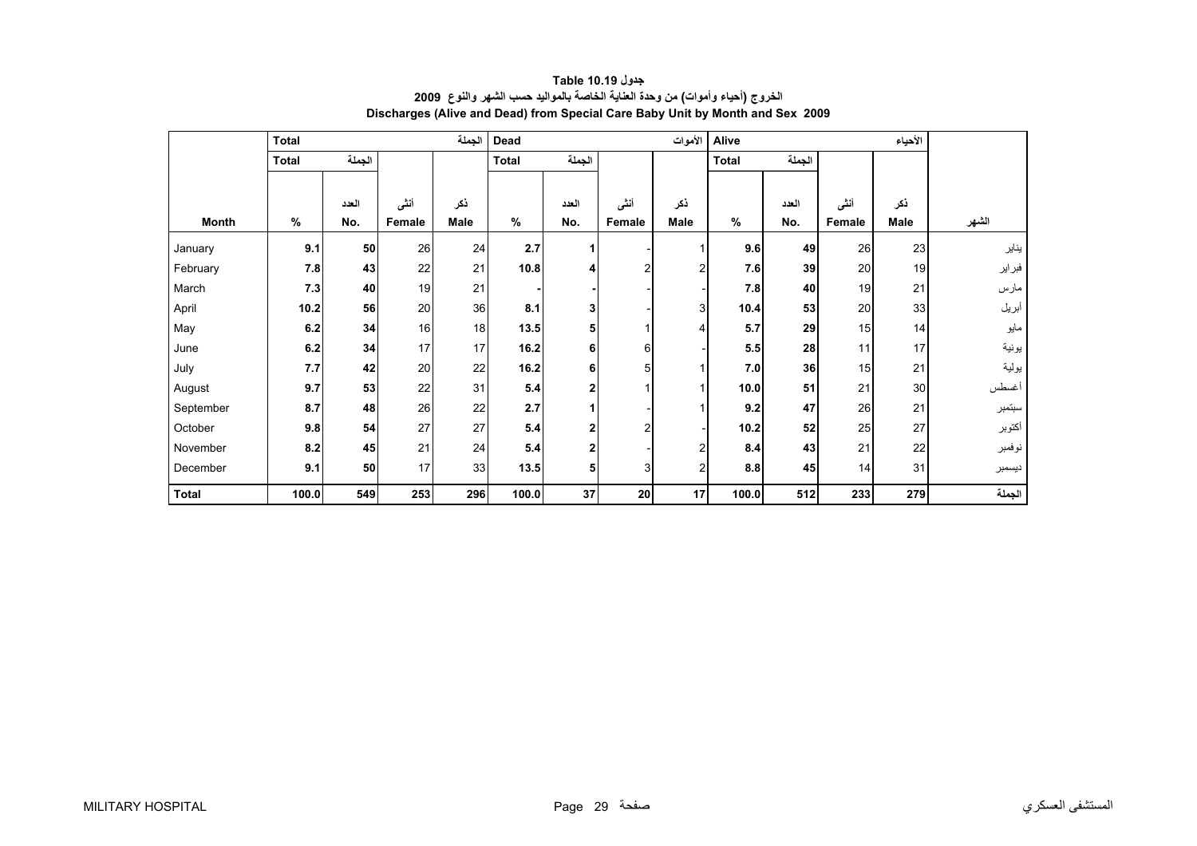# جدول Table 10.19

## الخروج (أحياء وأموات) من وحدة العناية الخاصة بالمواليد حسب الشهر والنوع 2009

## Discharges (Alive and Dead) from Special Care Baby Unit by Month and Sex 2009

| | Total الجملة | | | | Dead الأموات | | | | Alive الأحياء | | | | |
|---|---|---|---|---|---|---|---|---|---|---|---|---|---|
| | Total الجملة | | | | Total الجملة | | | | Total الجملة | | | | |
| Month | % | العدد No. | أنثى Female | ذكر Male | % | العدد No. | أنثى Female | ذكر Male | % | العدد No. | أنثى Female | ذكر Male | الشهر |
| January | 9.1 | 50 | 26 | 24 | 2.7 | 1 | - | 1 | 9.6 | 49 | 26 | 23 | يناير |
| February | 7.8 | 43 | 22 | 21 | 10.8 | 4 | 2 | 2 | 7.6 | 39 | 20 | 19 | فبراير |
| March | 7.3 | 40 | 19 | 21 | - | - | - | - | 7.8 | 40 | 19 | 21 | مارس |
| April | 10.2 | 56 | 20 | 36 | 8.1 | 3 | - | 3 | 10.4 | 53 | 20 | 33 | أبريل |
| May | 6.2 | 34 | 16 | 18 | 13.5 | 5 | 1 | 4 | 5.7 | 29 | 15 | 14 | مايو |
| June | 6.2 | 34 | 17 | 17 | 16.2 | 6 | 6 | - | 5.5 | 28 | 11 | 17 | يونية |
| July | 7.7 | 42 | 20 | 22 | 16.2 | 6 | 5 | 1 | 7.0 | 36 | 15 | 21 | يولية |
| August | 9.7 | 53 | 22 | 31 | 5.4 | 2 | 1 | 1 | 10.0 | 51 | 21 | 30 | أغسطس |
| September | 8.7 | 48 | 26 | 22 | 2.7 | 1 | - | 1 | 9.2 | 47 | 26 | 21 | سبتمبر |
| October | 9.8 | 54 | 27 | 27 | 5.4 | 2 | 2 | - | 10.2 | 52 | 25 | 27 | أكتوبر |
| November | 8.2 | 45 | 21 | 24 | 5.4 | 2 | - | 2 | 8.4 | 43 | 21 | 22 | نوفمبر |
| December | 9.1 | 50 | 17 | 33 | 13.5 | 5 | 3 | 2 | 8.8 | 45 | 14 | 31 | ديسمبر |
| Total | 100.0 | 549 | 253 | 296 | 100.0 | 37 | 20 | 17 | 100.0 | 512 | 233 | 279 | الجملة |

MILITARY HOSPITAL المستشفى العسكري